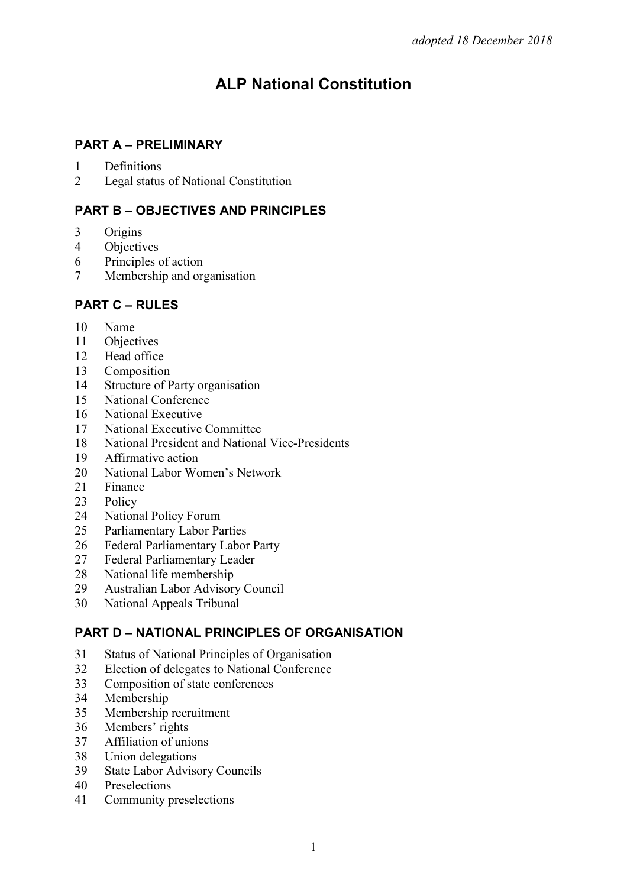*adopted 18 December 2018*

# ALP National Constitution

## PART A – PRELIMINARY

1 Definitions
2 Legal status of National Constitution

## PART B – OBJECTIVES AND PRINCIPLES

3 Origins
4 Objectives
6 Principles of action
7 Membership and organisation

## PART C – RULES

10 Name
11 Objectives
12 Head office
13 Composition
14 Structure of Party organisation
15 National Conference
16 National Executive
17 National Executive Committee
18 National President and National Vice-Presidents
19 Affirmative action
20 National Labor Women's Network
21 Finance
23 Policy
24 National Policy Forum
25 Parliamentary Labor Parties
26 Federal Parliamentary Labor Party
27 Federal Parliamentary Leader
28 National life membership
29 Australian Labor Advisory Council
30 National Appeals Tribunal

## PART D – NATIONAL PRINCIPLES OF ORGANISATION

31 Status of National Principles of Organisation
32 Election of delegates to National Conference
33 Composition of state conferences
34 Membership
35 Membership recruitment
36 Members' rights
37 Affiliation of unions
38 Union delegations
39 State Labor Advisory Councils
40 Preselections
41 Community preselections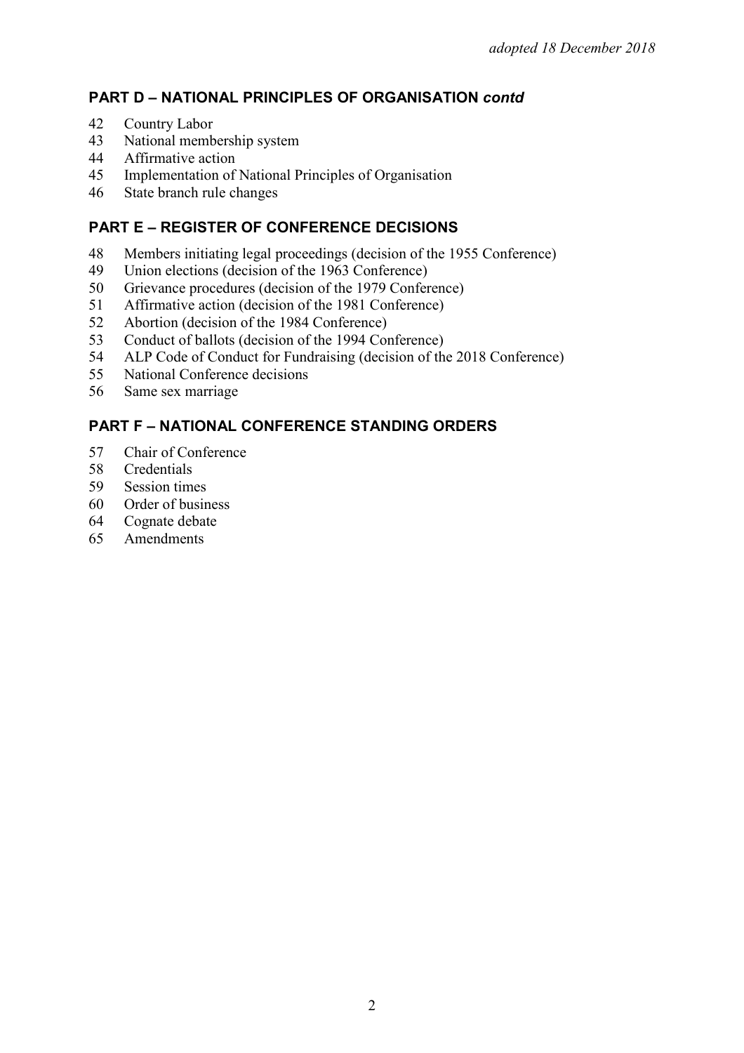*adopted 18 December 2018*

## PART D – NATIONAL PRINCIPLES OF ORGANISATION *contd*

42 Country Labor
43 National membership system
44 Affirmative action
45 Implementation of National Principles of Organisation
46 State branch rule changes

## PART E – REGISTER OF CONFERENCE DECISIONS

48 Members initiating legal proceedings (decision of the 1955 Conference)
49 Union elections (decision of the 1963 Conference)
50 Grievance procedures (decision of the 1979 Conference)
51 Affirmative action (decision of the 1981 Conference)
52 Abortion (decision of the 1984 Conference)
53 Conduct of ballots (decision of the 1994 Conference)
54 ALP Code of Conduct for Fundraising (decision of the 2018 Conference)
55 National Conference decisions
56 Same sex marriage

## PART F – NATIONAL CONFERENCE STANDING ORDERS

57 Chair of Conference
58 Credentials
59 Session times
60 Order of business
64 Cognate debate
65 Amendments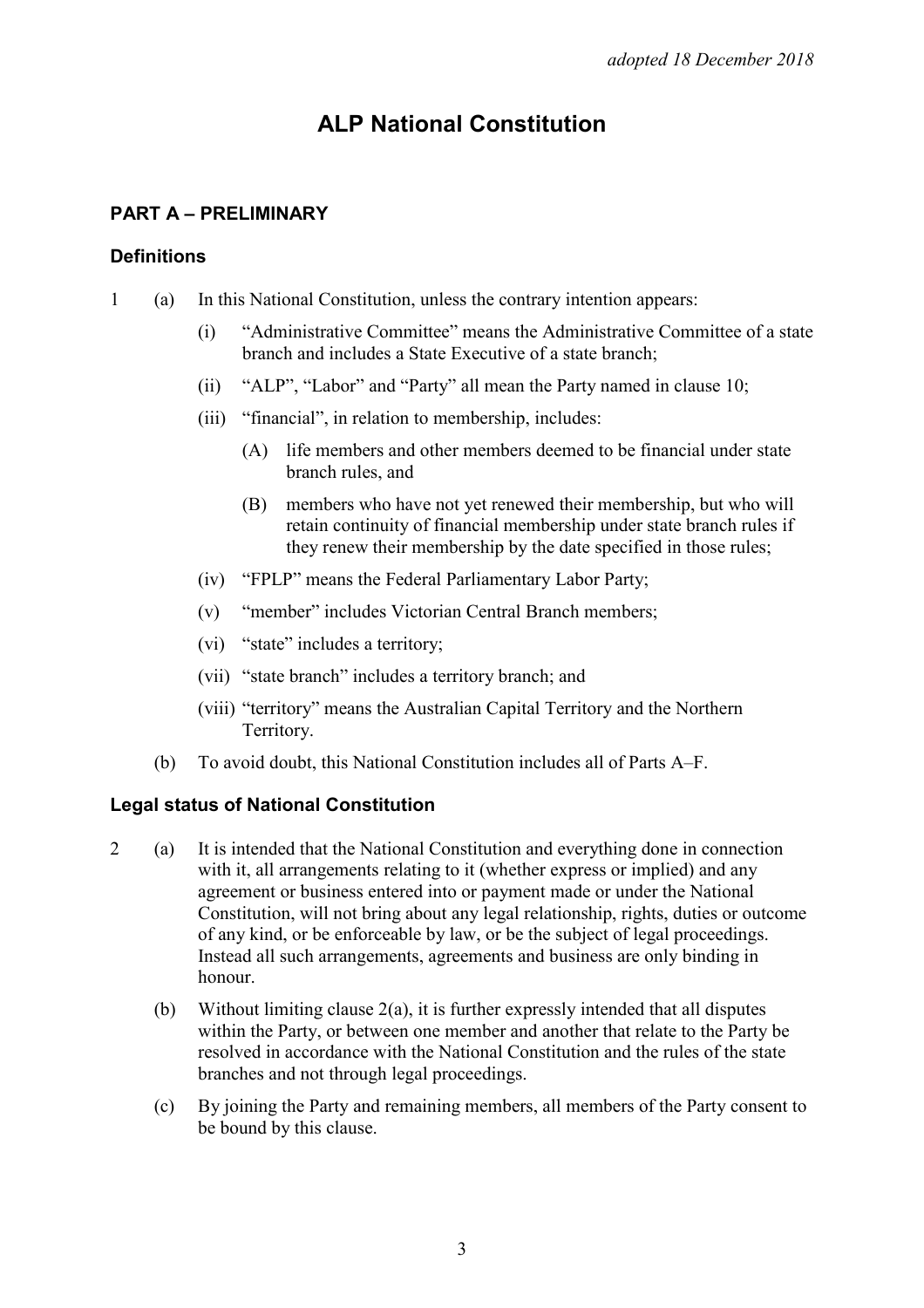*adopted 18 December 2018*

# ALP National Constitution

## PART A – PRELIMINARY

### Definitions

1 (a) In this National Constitution, unless the contrary intention appears:

   (i) "Administrative Committee" means the Administrative Committee of a state branch and includes a State Executive of a state branch;

   (ii) "ALP", "Labor" and "Party" all mean the Party named in clause 10;

   (iii) "financial", in relation to membership, includes:

      (A) life members and other members deemed to be financial under state branch rules, and

      (B) members who have not yet renewed their membership, but who will retain continuity of financial membership under state branch rules if they renew their membership by the date specified in those rules;

   (iv) "FPLP" means the Federal Parliamentary Labor Party;

   (v) "member" includes Victorian Central Branch members;

   (vi) "state" includes a territory;

   (vii) "state branch" includes a territory branch; and

   (viii) "territory" means the Australian Capital Territory and the Northern Territory.

(b) To avoid doubt, this National Constitution includes all of Parts A–F.

### Legal status of National Constitution

2 (a) It is intended that the National Constitution and everything done in connection with it, all arrangements relating to it (whether express or implied) and any agreement or business entered into or payment made or under the National Constitution, will not bring about any legal relationship, rights, duties or outcome of any kind, or be enforceable by law, or be the subject of legal proceedings. Instead all such arrangements, agreements and business are only binding in honour.

(b) Without limiting clause 2(a), it is further expressly intended that all disputes within the Party, or between one member and another that relate to the Party be resolved in accordance with the National Constitution and the rules of the state branches and not through legal proceedings.

(c) By joining the Party and remaining members, all members of the Party consent to be bound by this clause.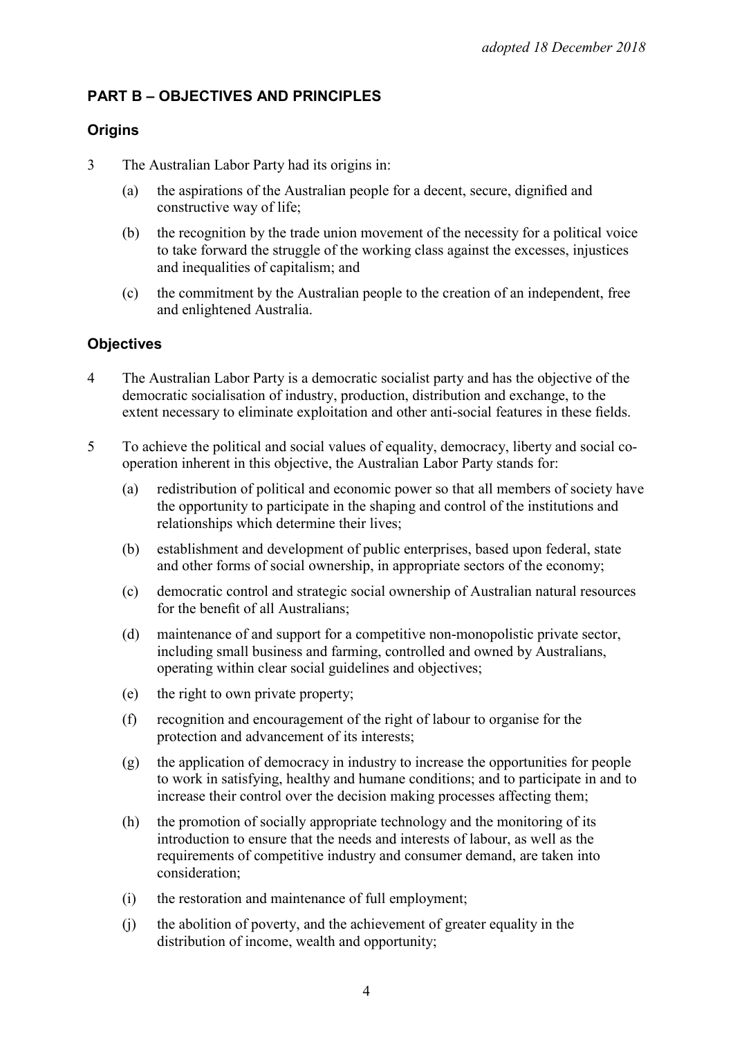*adopted 18 December 2018*

## PART B – OBJECTIVES AND PRINCIPLES

### Origins

3 The Australian Labor Party had its origins in:

(a) the aspirations of the Australian people for a decent, secure, dignified and constructive way of life;

(b) the recognition by the trade union movement of the necessity for a political voice to take forward the struggle of the working class against the excesses, injustices and inequalities of capitalism; and

(c) the commitment by the Australian people to the creation of an independent, free and enlightened Australia.

### Objectives

4 The Australian Labor Party is a democratic socialist party and has the objective of the democratic socialisation of industry, production, distribution and exchange, to the extent necessary to eliminate exploitation and other anti-social features in these fields.

5 To achieve the political and social values of equality, democracy, liberty and social co-operation inherent in this objective, the Australian Labor Party stands for:

(a) redistribution of political and economic power so that all members of society have the opportunity to participate in the shaping and control of the institutions and relationships which determine their lives;

(b) establishment and development of public enterprises, based upon federal, state and other forms of social ownership, in appropriate sectors of the economy;

(c) democratic control and strategic social ownership of Australian natural resources for the benefit of all Australians;

(d) maintenance of and support for a competitive non-monopolistic private sector, including small business and farming, controlled and owned by Australians, operating within clear social guidelines and objectives;

(e) the right to own private property;

(f) recognition and encouragement of the right of labour to organise for the protection and advancement of its interests;

(g) the application of democracy in industry to increase the opportunities for people to work in satisfying, healthy and humane conditions; and to participate in and to increase their control over the decision making processes affecting them;

(h) the promotion of socially appropriate technology and the monitoring of its introduction to ensure that the needs and interests of labour, as well as the requirements of competitive industry and consumer demand, are taken into consideration;

(i) the restoration and maintenance of full employment;

(j) the abolition of poverty, and the achievement of greater equality in the distribution of income, wealth and opportunity;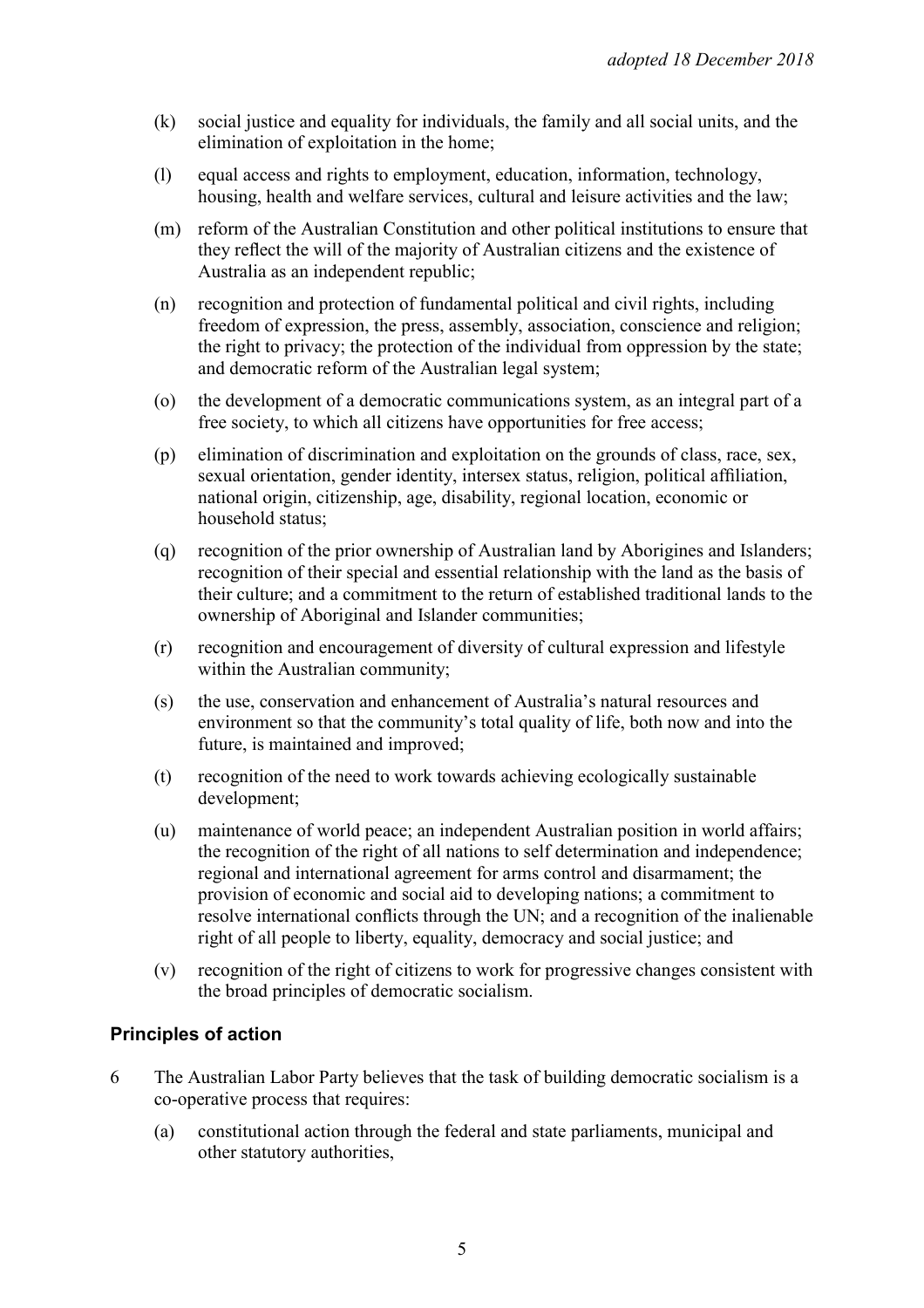(k) social justice and equality for individuals, the family and all social units, and the elimination of exploitation in the home;

(l) equal access and rights to employment, education, information, technology, housing, health and welfare services, cultural and leisure activities and the law;

(m) reform of the Australian Constitution and other political institutions to ensure that they reflect the will of the majority of Australian citizens and the existence of Australia as an independent republic;

(n) recognition and protection of fundamental political and civil rights, including freedom of expression, the press, assembly, association, conscience and religion; the right to privacy; the protection of the individual from oppression by the state; and democratic reform of the Australian legal system;

(o) the development of a democratic communications system, as an integral part of a free society, to which all citizens have opportunities for free access;

(p) elimination of discrimination and exploitation on the grounds of class, race, sex, sexual orientation, gender identity, intersex status, religion, political affiliation, national origin, citizenship, age, disability, regional location, economic or household status;

(q) recognition of the prior ownership of Australian land by Aborigines and Islanders; recognition of their special and essential relationship with the land as the basis of their culture; and a commitment to the return of established traditional lands to the ownership of Aboriginal and Islander communities;

(r) recognition and encouragement of diversity of cultural expression and lifestyle within the Australian community;

(s) the use, conservation and enhancement of Australia's natural resources and environment so that the community's total quality of life, both now and into the future, is maintained and improved;

(t) recognition of the need to work towards achieving ecologically sustainable development;

(u) maintenance of world peace; an independent Australian position in world affairs; the recognition of the right of all nations to self determination and independence; regional and international agreement for arms control and disarmament; the provision of economic and social aid to developing nations; a commitment to resolve international conflicts through the UN; and a recognition of the inalienable right of all people to liberty, equality, democracy and social justice; and

(v) recognition of the right of citizens to work for progressive changes consistent with the broad principles of democratic socialism.

## Principles of action

6 The Australian Labor Party believes that the task of building democratic socialism is a co-operative process that requires:

(a) constitutional action through the federal and state parliaments, municipal and other statutory authorities,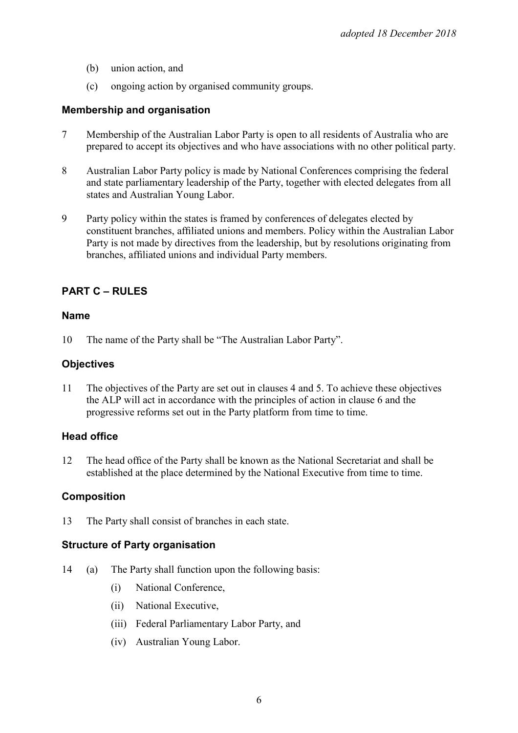(b) union action, and

(c) ongoing action by organised community groups.

### Membership and organisation

7 Membership of the Australian Labor Party is open to all residents of Australia who are prepared to accept its objectives and who have associations with no other political party.

8 Australian Labor Party policy is made by National Conferences comprising the federal and state parliamentary leadership of the Party, together with elected delegates from all states and Australian Young Labor.

9 Party policy within the states is framed by conferences of delegates elected by constituent branches, affiliated unions and members. Policy within the Australian Labor Party is not made by directives from the leadership, but by resolutions originating from branches, affiliated unions and individual Party members.

## PART C – RULES

### Name

10 The name of the Party shall be "The Australian Labor Party".

### Objectives

11 The objectives of the Party are set out in clauses 4 and 5. To achieve these objectives the ALP will act in accordance with the principles of action in clause 6 and the progressive reforms set out in the Party platform from time to time.

### Head office

12 The head office of the Party shall be known as the National Secretariat and shall be established at the place determined by the National Executive from time to time.

### Composition

13 The Party shall consist of branches in each state.

### Structure of Party organisation

14 (a) The Party shall function upon the following basis:

(i) National Conference,

(ii) National Executive,

(iii) Federal Parliamentary Labor Party, and

(iv) Australian Young Labor.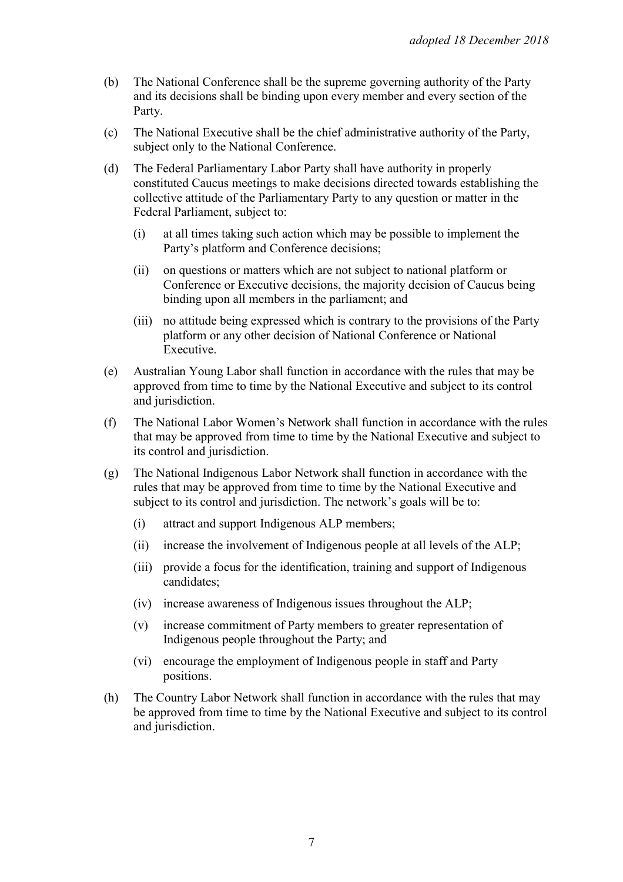*adopted 18 December 2018*

(b) The National Conference shall be the supreme governing authority of the Party and its decisions shall be binding upon every member and every section of the Party.

(c) The National Executive shall be the chief administrative authority of the Party, subject only to the National Conference.

(d) The Federal Parliamentary Labor Party shall have authority in properly constituted Caucus meetings to make decisions directed towards establishing the collective attitude of the Parliamentary Party to any question or matter in the Federal Parliament, subject to:

   (i) at all times taking such action which may be possible to implement the Party's platform and Conference decisions;

   (ii) on questions or matters which are not subject to national platform or Conference or Executive decisions, the majority decision of Caucus being binding upon all members in the parliament; and

   (iii) no attitude being expressed which is contrary to the provisions of the Party platform or any other decision of National Conference or National Executive.

(e) Australian Young Labor shall function in accordance with the rules that may be approved from time to time by the National Executive and subject to its control and jurisdiction.

(f) The National Labor Women's Network shall function in accordance with the rules that may be approved from time to time by the National Executive and subject to its control and jurisdiction.

(g) The National Indigenous Labor Network shall function in accordance with the rules that may be approved from time to time by the National Executive and subject to its control and jurisdiction. The network's goals will be to:

   (i) attract and support Indigenous ALP members;

   (ii) increase the involvement of Indigenous people at all levels of the ALP;

   (iii) provide a focus for the identification, training and support of Indigenous candidates;

   (iv) increase awareness of Indigenous issues throughout the ALP;

   (v) increase commitment of Party members to greater representation of Indigenous people throughout the Party; and

   (vi) encourage the employment of Indigenous people in staff and Party positions.

(h) The Country Labor Network shall function in accordance with the rules that may be approved from time to time by the National Executive and subject to its control and jurisdiction.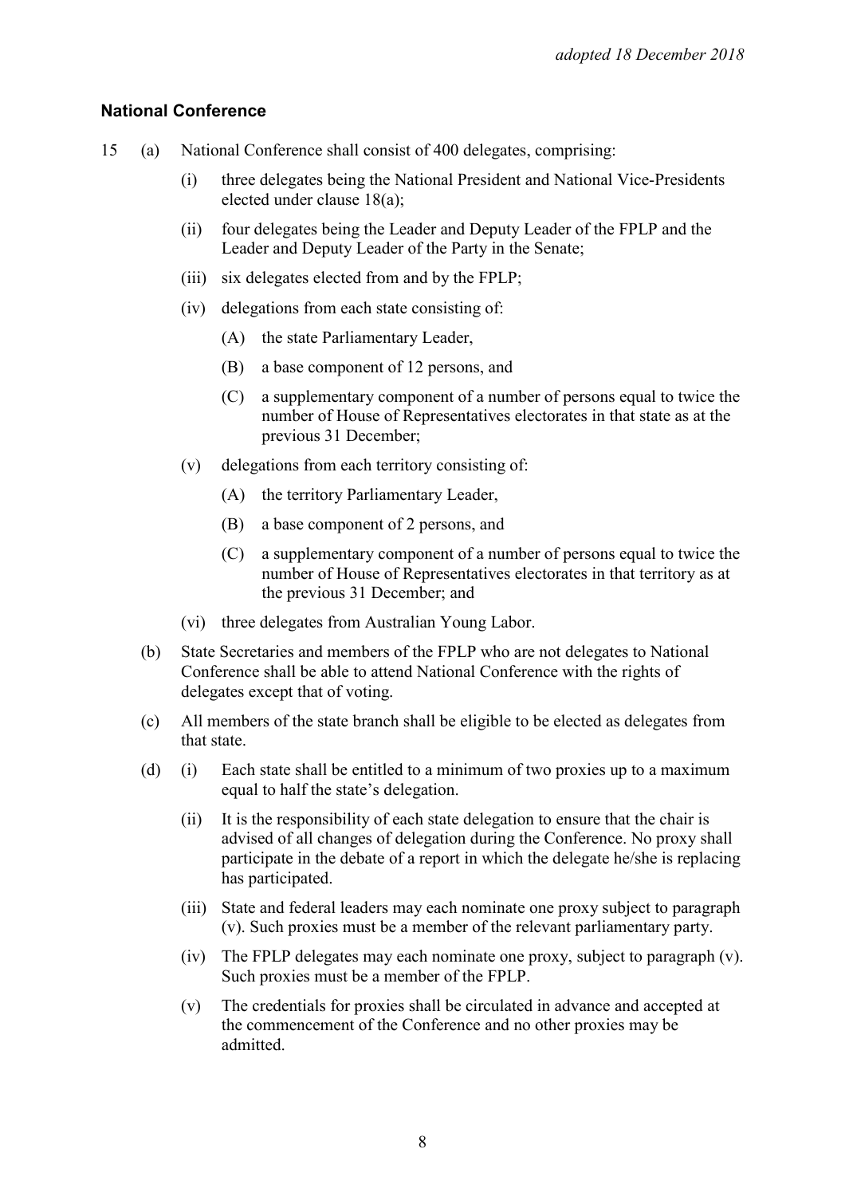*adopted 18 December 2018*

### National Conference

15 (a) National Conference shall consist of 400 delegates, comprising:

- (i) three delegates being the National President and National Vice-Presidents elected under clause 18(a);
- (ii) four delegates being the Leader and Deputy Leader of the FPLP and the Leader and Deputy Leader of the Party in the Senate;
- (iii) six delegates elected from and by the FPLP;
- (iv) delegations from each state consisting of:
  - (A) the state Parliamentary Leader,
  - (B) a base component of 12 persons, and
  - (C) a supplementary component of a number of persons equal to twice the number of House of Representatives electorates in that state as at the previous 31 December;
- (v) delegations from each territory consisting of:
  - (A) the territory Parliamentary Leader,
  - (B) a base component of 2 persons, and
  - (C) a supplementary component of a number of persons equal to twice the number of House of Representatives electorates in that territory as at the previous 31 December; and
- (vi) three delegates from Australian Young Labor.

(b) State Secretaries and members of the FPLP who are not delegates to National Conference shall be able to attend National Conference with the rights of delegates except that of voting.

(c) All members of the state branch shall be eligible to be elected as delegates from that state.

(d)

- (i) Each state shall be entitled to a minimum of two proxies up to a maximum equal to half the state's delegation.
- (ii) It is the responsibility of each state delegation to ensure that the chair is advised of all changes of delegation during the Conference. No proxy shall participate in the debate of a report in which the delegate he/she is replacing has participated.
- (iii) State and federal leaders may each nominate one proxy subject to paragraph (v). Such proxies must be a member of the relevant parliamentary party.
- (iv) The FPLP delegates may each nominate one proxy, subject to paragraph (v). Such proxies must be a member of the FPLP.
- (v) The credentials for proxies shall be circulated in advance and accepted at the commencement of the Conference and no other proxies may be admitted.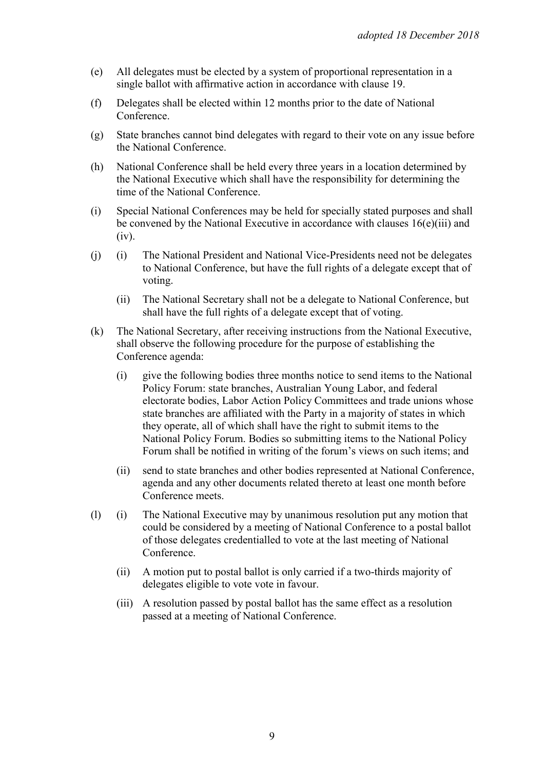(e) All delegates must be elected by a system of proportional representation in a single ballot with affirmative action in accordance with clause 19.

(f) Delegates shall be elected within 12 months prior to the date of National Conference.

(g) State branches cannot bind delegates with regard to their vote on any issue before the National Conference.

(h) National Conference shall be held every three years in a location determined by the National Executive which shall have the responsibility for determining the time of the National Conference.

(i) Special National Conferences may be held for specially stated purposes and shall be convened by the National Executive in accordance with clauses 16(e)(iii) and (iv).

(j) (i) The National President and National Vice-Presidents need not be delegates to National Conference, but have the full rights of a delegate except that of voting.

(ii) The National Secretary shall not be a delegate to National Conference, but shall have the full rights of a delegate except that of voting.

(k) The National Secretary, after receiving instructions from the National Executive, shall observe the following procedure for the purpose of establishing the Conference agenda:

(i) give the following bodies three months notice to send items to the National Policy Forum: state branches, Australian Young Labor, and federal electorate bodies, Labor Action Policy Committees and trade unions whose state branches are affiliated with the Party in a majority of states in which they operate, all of which shall have the right to submit items to the National Policy Forum. Bodies so submitting items to the National Policy Forum shall be notified in writing of the forum's views on such items; and

(ii) send to state branches and other bodies represented at National Conference, agenda and any other documents related thereto at least one month before Conference meets.

(l) (i) The National Executive may by unanimous resolution put any motion that could be considered by a meeting of National Conference to a postal ballot of those delegates credentialled to vote at the last meeting of National Conference.

(ii) A motion put to postal ballot is only carried if a two-thirds majority of delegates eligible to vote vote in favour.

(iii) A resolution passed by postal ballot has the same effect as a resolution passed at a meeting of National Conference.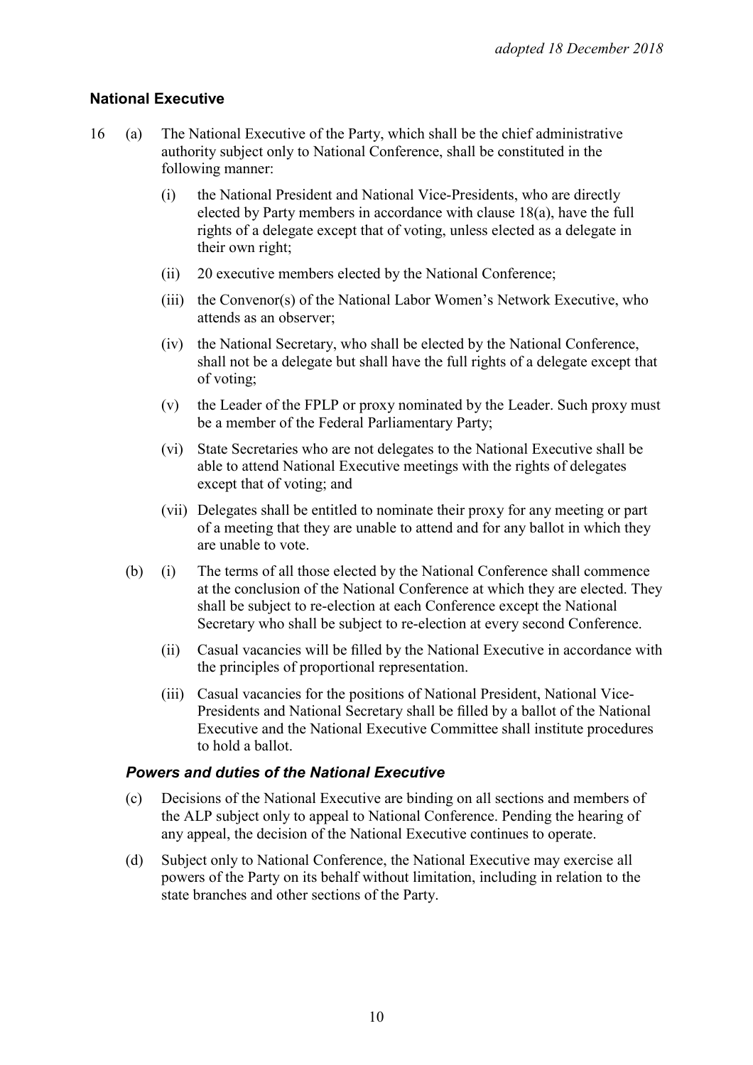## National Executive

16 (a) The National Executive of the Party, which shall be the chief administrative authority subject only to National Conference, shall be constituted in the following manner:

(i) the National President and National Vice-Presidents, who are directly elected by Party members in accordance with clause 18(a), have the full rights of a delegate except that of voting, unless elected as a delegate in their own right;

(ii) 20 executive members elected by the National Conference;

(iii) the Convenor(s) of the National Labor Women's Network Executive, who attends as an observer;

(iv) the National Secretary, who shall be elected by the National Conference, shall not be a delegate but shall have the full rights of a delegate except that of voting;

(v) the Leader of the FPLP or proxy nominated by the Leader. Such proxy must be a member of the Federal Parliamentary Party;

(vi) State Secretaries who are not delegates to the National Executive shall be able to attend National Executive meetings with the rights of delegates except that of voting; and

(vii) Delegates shall be entitled to nominate their proxy for any meeting or part of a meeting that they are unable to attend and for any ballot in which they are unable to vote.

(b) (i) The terms of all those elected by the National Conference shall commence at the conclusion of the National Conference at which they are elected. They shall be subject to re-election at each Conference except the National Secretary who shall be subject to re-election at every second Conference.

(ii) Casual vacancies will be filled by the National Executive in accordance with the principles of proportional representation.

(iii) Casual vacancies for the positions of National President, National Vice-Presidents and National Secretary shall be filled by a ballot of the National Executive and the National Executive Committee shall institute procedures to hold a ballot.

### *Powers and duties of the National Executive*

(c) Decisions of the National Executive are binding on all sections and members of the ALP subject only to appeal to National Conference. Pending the hearing of any appeal, the decision of the National Executive continues to operate.

(d) Subject only to National Conference, the National Executive may exercise all powers of the Party on its behalf without limitation, including in relation to the state branches and other sections of the Party.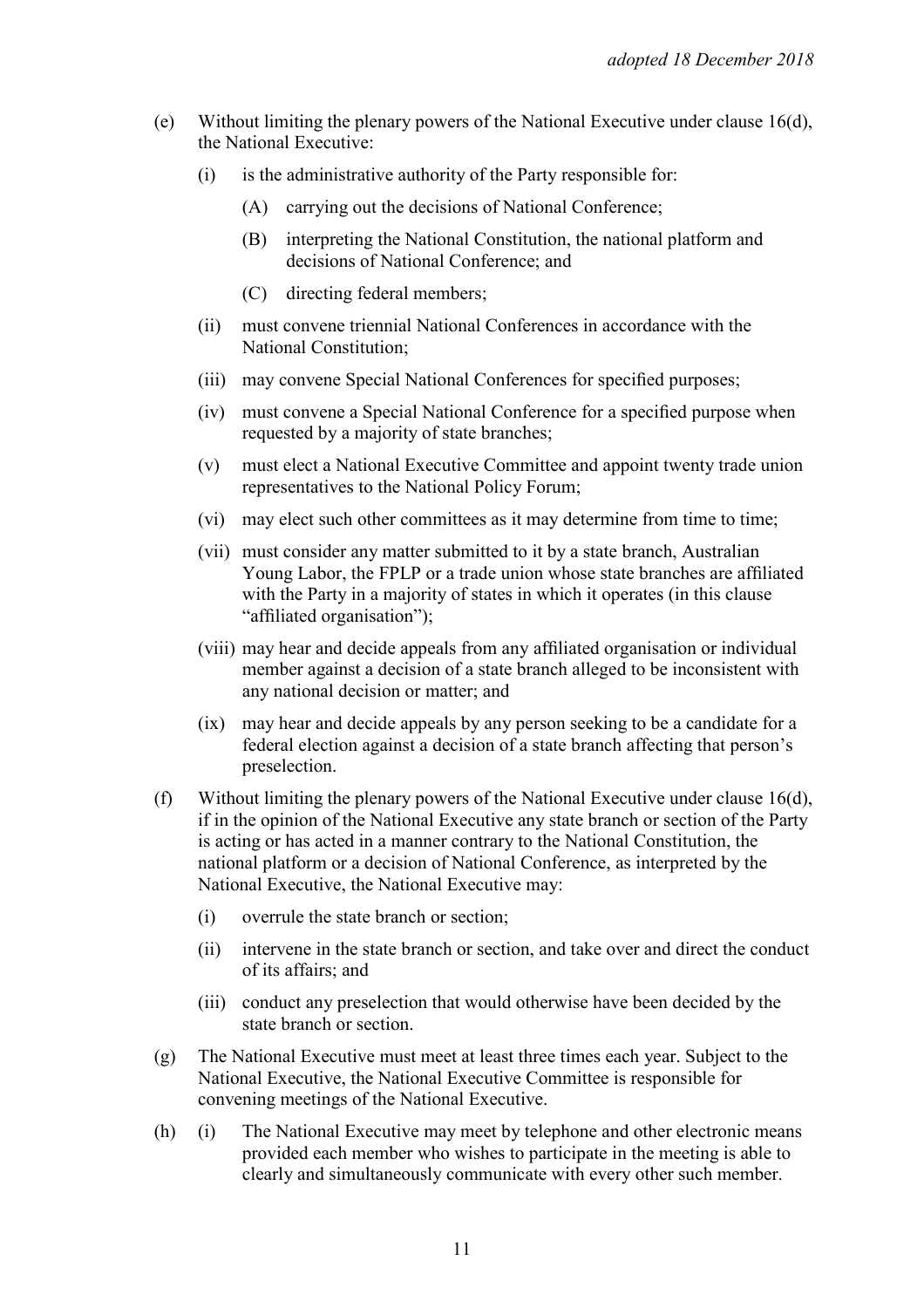(e) Without limiting the plenary powers of the National Executive under clause 16(d), the National Executive:

  (i) is the administrative authority of the Party responsible for:

    (A) carrying out the decisions of National Conference;

    (B) interpreting the National Constitution, the national platform and decisions of National Conference; and

    (C) directing federal members;

  (ii) must convene triennial National Conferences in accordance with the National Constitution;

  (iii) may convene Special National Conferences for specified purposes;

  (iv) must convene a Special National Conference for a specified purpose when requested by a majority of state branches;

  (v) must elect a National Executive Committee and appoint twenty trade union representatives to the National Policy Forum;

  (vi) may elect such other committees as it may determine from time to time;

  (vii) must consider any matter submitted to it by a state branch, Australian Young Labor, the FPLP or a trade union whose state branches are affiliated with the Party in a majority of states in which it operates (in this clause "affiliated organisation");

  (viii) may hear and decide appeals from any affiliated organisation or individual member against a decision of a state branch alleged to be inconsistent with any national decision or matter; and

  (ix) may hear and decide appeals by any person seeking to be a candidate for a federal election against a decision of a state branch affecting that person's preselection.

(f) Without limiting the plenary powers of the National Executive under clause 16(d), if in the opinion of the National Executive any state branch or section of the Party is acting or has acted in a manner contrary to the National Constitution, the national platform or a decision of National Conference, as interpreted by the National Executive, the National Executive may:

  (i) overrule the state branch or section;

  (ii) intervene in the state branch or section, and take over and direct the conduct of its affairs; and

  (iii) conduct any preselection that would otherwise have been decided by the state branch or section.

(g) The National Executive must meet at least three times each year. Subject to the National Executive, the National Executive Committee is responsible for convening meetings of the National Executive.

(h) (i) The National Executive may meet by telephone and other electronic means provided each member who wishes to participate in the meeting is able to clearly and simultaneously communicate with every other such member.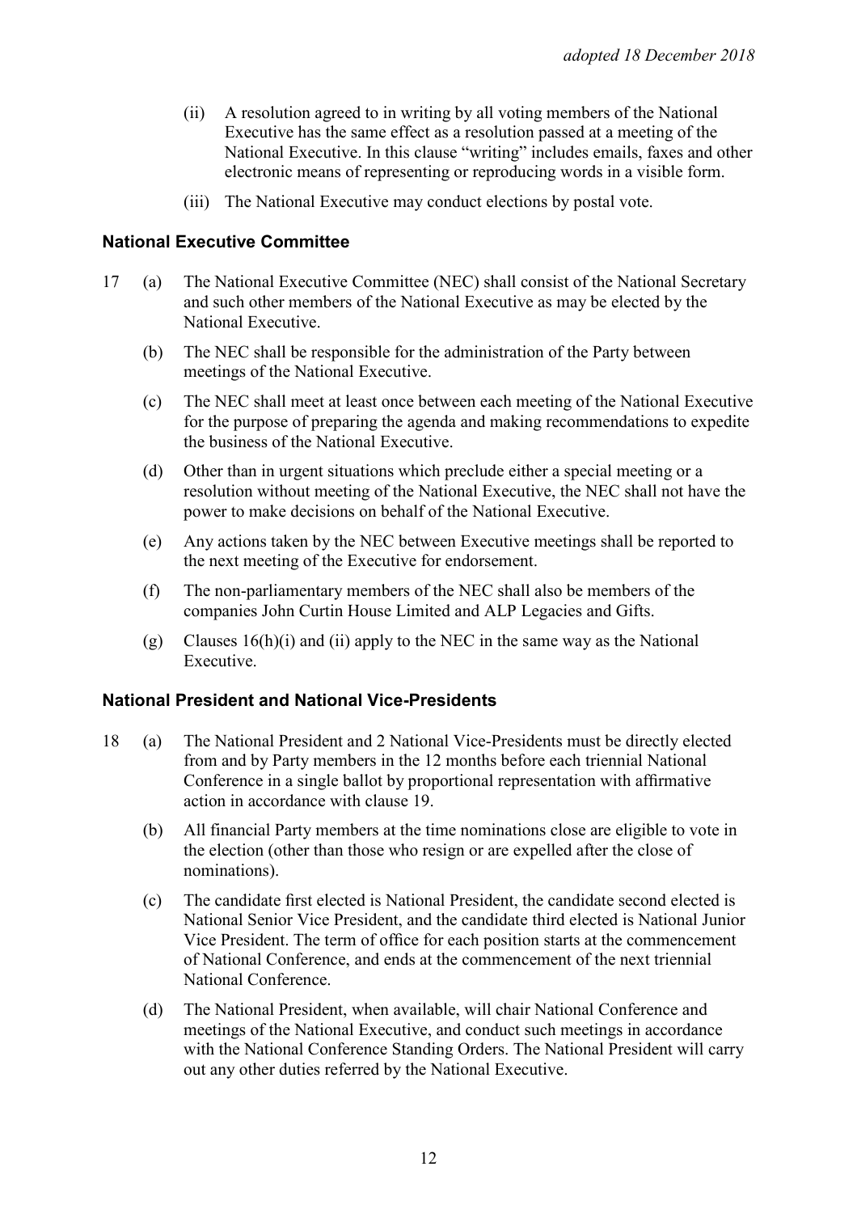(ii) A resolution agreed to in writing by all voting members of the National Executive has the same effect as a resolution passed at a meeting of the National Executive. In this clause "writing" includes emails, faxes and other electronic means of representing or reproducing words in a visible form.

(iii) The National Executive may conduct elections by postal vote.

### National Executive Committee

17 (a) The National Executive Committee (NEC) shall consist of the National Secretary and such other members of the National Executive as may be elected by the National Executive.

(b) The NEC shall be responsible for the administration of the Party between meetings of the National Executive.

(c) The NEC shall meet at least once between each meeting of the National Executive for the purpose of preparing the agenda and making recommendations to expedite the business of the National Executive.

(d) Other than in urgent situations which preclude either a special meeting or a resolution without meeting of the National Executive, the NEC shall not have the power to make decisions on behalf of the National Executive.

(e) Any actions taken by the NEC between Executive meetings shall be reported to the next meeting of the Executive for endorsement.

(f) The non-parliamentary members of the NEC shall also be members of the companies John Curtin House Limited and ALP Legacies and Gifts.

(g) Clauses 16(h)(i) and (ii) apply to the NEC in the same way as the National Executive.

### National President and National Vice-Presidents

18 (a) The National President and 2 National Vice-Presidents must be directly elected from and by Party members in the 12 months before each triennial National Conference in a single ballot by proportional representation with affirmative action in accordance with clause 19.

(b) All financial Party members at the time nominations close are eligible to vote in the election (other than those who resign or are expelled after the close of nominations).

(c) The candidate first elected is National President, the candidate second elected is National Senior Vice President, and the candidate third elected is National Junior Vice President. The term of office for each position starts at the commencement of National Conference, and ends at the commencement of the next triennial National Conference.

(d) The National President, when available, will chair National Conference and meetings of the National Executive, and conduct such meetings in accordance with the National Conference Standing Orders. The National President will carry out any other duties referred by the National Executive.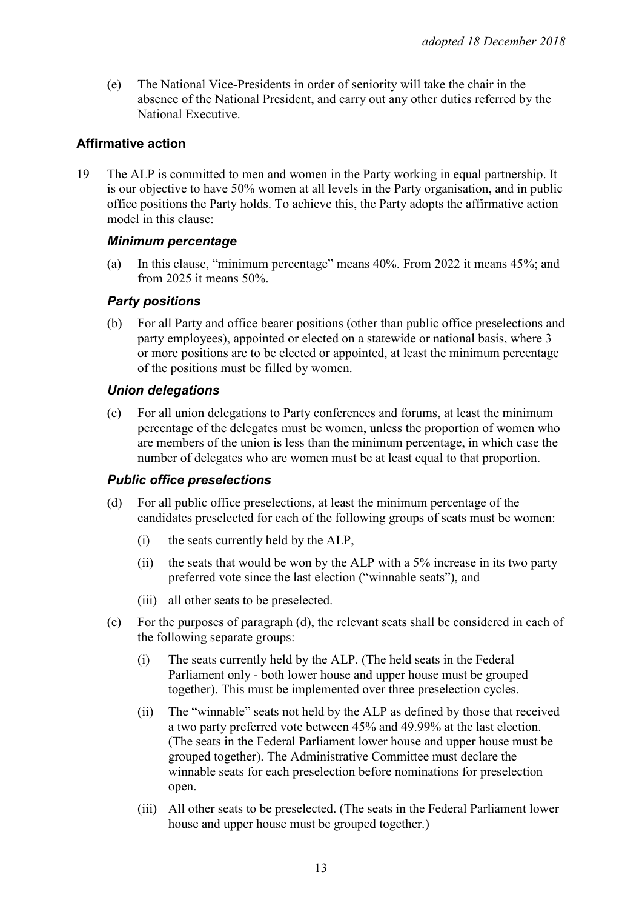(e) The National Vice-Presidents in order of seniority will take the chair in the absence of the National President, and carry out any other duties referred by the National Executive.

### Affirmative action

19 The ALP is committed to men and women in the Party working in equal partnership. It is our objective to have 50% women at all levels in the Party organisation, and in public office positions the Party holds. To achieve this, the Party adopts the affirmative action model in this clause:

#### *Minimum percentage*

(a) In this clause, "minimum percentage" means 40%. From 2022 it means 45%; and from 2025 it means 50%.

#### *Party positions*

(b) For all Party and office bearer positions (other than public office preselections and party employees), appointed or elected on a statewide or national basis, where 3 or more positions are to be elected or appointed, at least the minimum percentage of the positions must be filled by women.

#### *Union delegations*

(c) For all union delegations to Party conferences and forums, at least the minimum percentage of the delegates must be women, unless the proportion of women who are members of the union is less than the minimum percentage, in which case the number of delegates who are women must be at least equal to that proportion.

#### *Public office preselections*

(d) For all public office preselections, at least the minimum percentage of the candidates preselected for each of the following groups of seats must be women:

  (i) the seats currently held by the ALP,

  (ii) the seats that would be won by the ALP with a 5% increase in its two party preferred vote since the last election ("winnable seats"), and

  (iii) all other seats to be preselected.

(e) For the purposes of paragraph (d), the relevant seats shall be considered in each of the following separate groups:

  (i) The seats currently held by the ALP. (The held seats in the Federal Parliament only - both lower house and upper house must be grouped together). This must be implemented over three preselection cycles.

  (ii) The "winnable" seats not held by the ALP as defined by those that received a two party preferred vote between 45% and 49.99% at the last election. (The seats in the Federal Parliament lower house and upper house must be grouped together). The Administrative Committee must declare the winnable seats for each preselection before nominations for preselection open.

  (iii) All other seats to be preselected. (The seats in the Federal Parliament lower house and upper house must be grouped together.)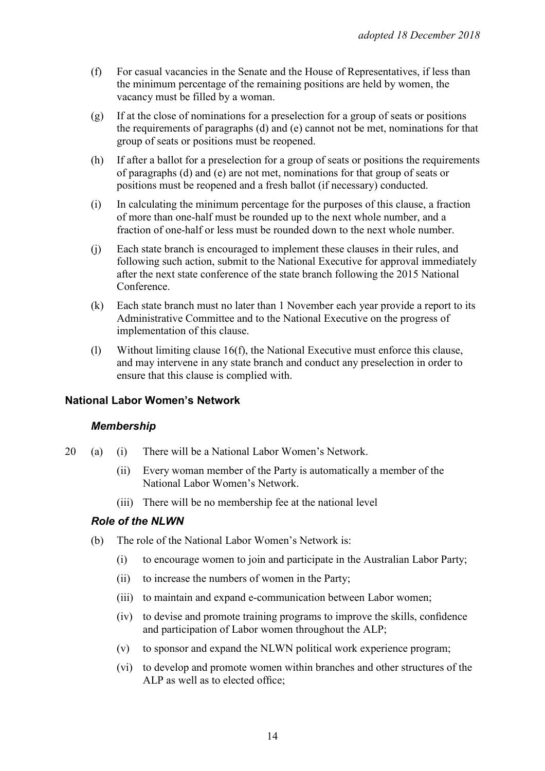(f) For casual vacancies in the Senate and the House of Representatives, if less than the minimum percentage of the remaining positions are held by women, the vacancy must be filled by a woman.

(g) If at the close of nominations for a preselection for a group of seats or positions the requirements of paragraphs (d) and (e) cannot not be met, nominations for that group of seats or positions must be reopened.

(h) If after a ballot for a preselection for a group of seats or positions the requirements of paragraphs (d) and (e) are not met, nominations for that group of seats or positions must be reopened and a fresh ballot (if necessary) conducted.

(i) In calculating the minimum percentage for the purposes of this clause, a fraction of more than one-half must be rounded up to the next whole number, and a fraction of one-half or less must be rounded down to the next whole number.

(j) Each state branch is encouraged to implement these clauses in their rules, and following such action, submit to the National Executive for approval immediately after the next state conference of the state branch following the 2015 National Conference.

(k) Each state branch must no later than 1 November each year provide a report to its Administrative Committee and to the National Executive on the progress of implementation of this clause.

(l) Without limiting clause 16(f), the National Executive must enforce this clause, and may intervene in any state branch and conduct any preselection in order to ensure that this clause is complied with.

### National Labor Women's Network

#### *Membership*

20 (a) (i) There will be a National Labor Women's Network.

(ii) Every woman member of the Party is automatically a member of the National Labor Women's Network.

(iii) There will be no membership fee at the national level

#### *Role of the NLWN*

(b) The role of the National Labor Women's Network is:

(i) to encourage women to join and participate in the Australian Labor Party;

(ii) to increase the numbers of women in the Party;

(iii) to maintain and expand e-communication between Labor women;

(iv) to devise and promote training programs to improve the skills, confidence and participation of Labor women throughout the ALP;

(v) to sponsor and expand the NLWN political work experience program;

(vi) to develop and promote women within branches and other structures of the ALP as well as to elected office;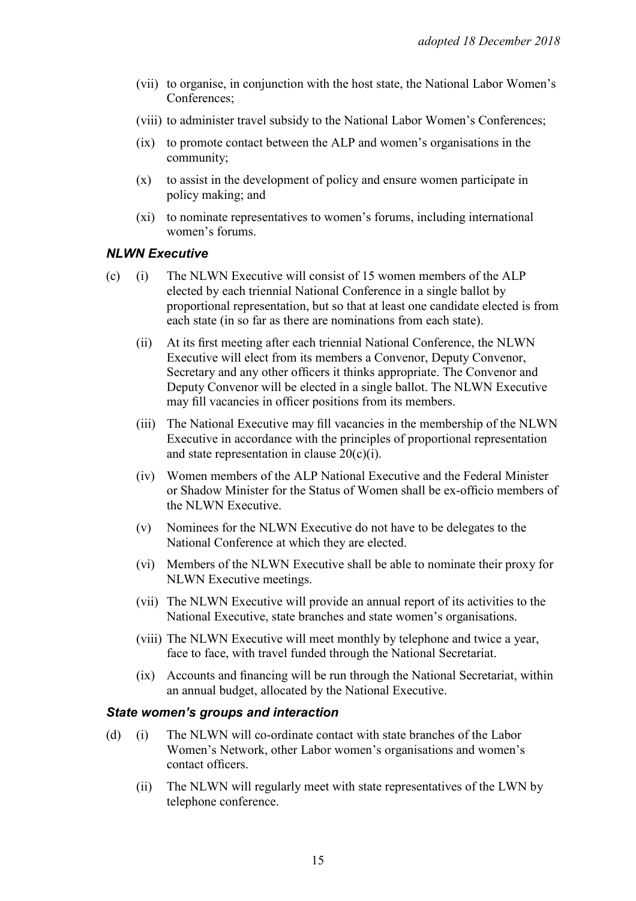(vii) to organise, in conjunction with the host state, the National Labor Women's Conferences;

(viii) to administer travel subsidy to the National Labor Women's Conferences;

(ix) to promote contact between the ALP and women's organisations in the community;

(x) to assist in the development of policy and ensure women participate in policy making; and

(xi) to nominate representatives to women's forums, including international women's forums.

### *NLWN Executive*

(c) (i) The NLWN Executive will consist of 15 women members of the ALP elected by each triennial National Conference in a single ballot by proportional representation, but so that at least one candidate elected is from each state (in so far as there are nominations from each state).

(ii) At its first meeting after each triennial National Conference, the NLWN Executive will elect from its members a Convenor, Deputy Convenor, Secretary and any other officers it thinks appropriate. The Convenor and Deputy Convenor will be elected in a single ballot. The NLWN Executive may fill vacancies in officer positions from its members.

(iii) The National Executive may fill vacancies in the membership of the NLWN Executive in accordance with the principles of proportional representation and state representation in clause 20(c)(i).

(iv) Women members of the ALP National Executive and the Federal Minister or Shadow Minister for the Status of Women shall be ex-officio members of the NLWN Executive.

(v) Nominees for the NLWN Executive do not have to be delegates to the National Conference at which they are elected.

(vi) Members of the NLWN Executive shall be able to nominate their proxy for NLWN Executive meetings.

(vii) The NLWN Executive will provide an annual report of its activities to the National Executive, state branches and state women's organisations.

(viii) The NLWN Executive will meet monthly by telephone and twice a year, face to face, with travel funded through the National Secretariat.

(ix) Accounts and financing will be run through the National Secretariat, within an annual budget, allocated by the National Executive.

### *State women's groups and interaction*

(d) (i) The NLWN will co-ordinate contact with state branches of the Labor Women's Network, other Labor women's organisations and women's contact officers.

(ii) The NLWN will regularly meet with state representatives of the LWN by telephone conference.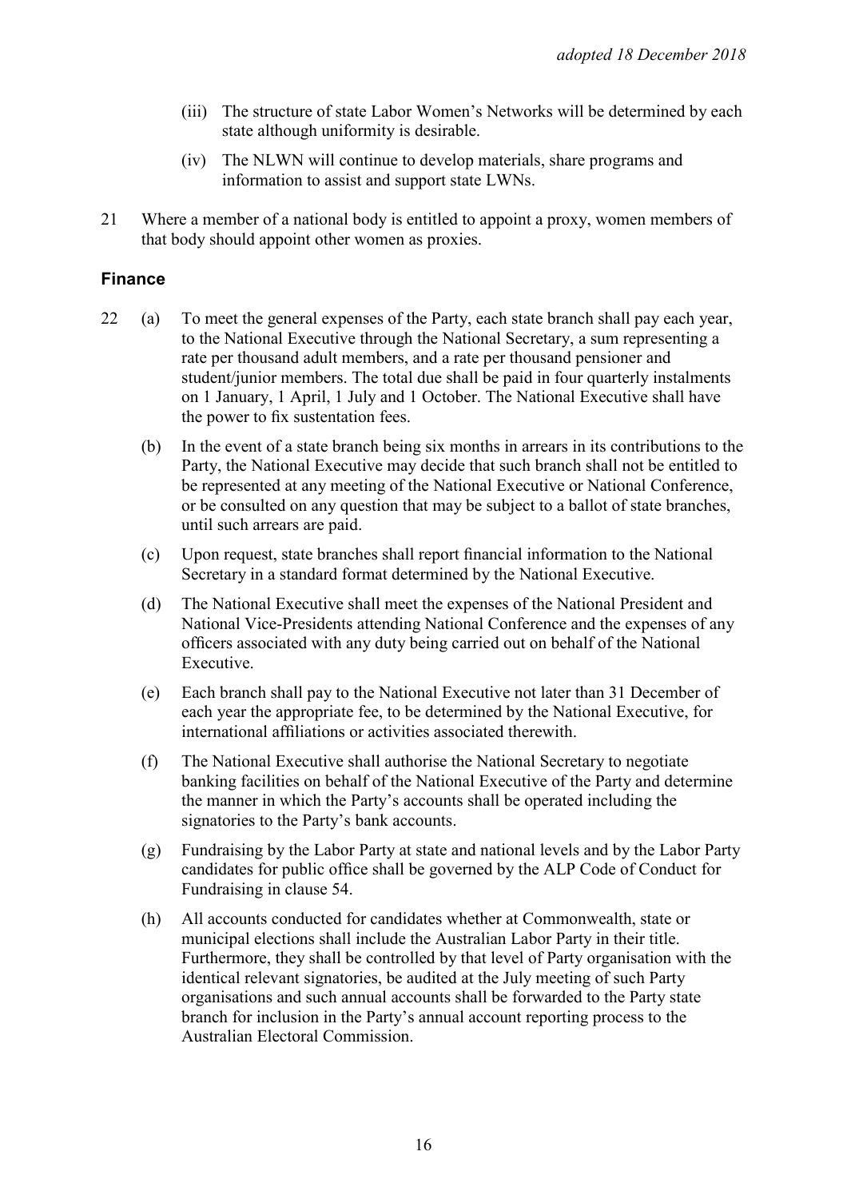(iii) The structure of state Labor Women's Networks will be determined by each state although uniformity is desirable.

(iv) The NLWN will continue to develop materials, share programs and information to assist and support state LWNs.

21 Where a member of a national body is entitled to appoint a proxy, women members of that body should appoint other women as proxies.

### Finance

22 (a) To meet the general expenses of the Party, each state branch shall pay each year, to the National Executive through the National Secretary, a sum representing a rate per thousand adult members, and a rate per thousand pensioner and student/junior members. The total due shall be paid in four quarterly instalments on 1 January, 1 April, 1 July and 1 October. The National Executive shall have the power to fix sustentation fees.

(b) In the event of a state branch being six months in arrears in its contributions to the Party, the National Executive may decide that such branch shall not be entitled to be represented at any meeting of the National Executive or National Conference, or be consulted on any question that may be subject to a ballot of state branches, until such arrears are paid.

(c) Upon request, state branches shall report financial information to the National Secretary in a standard format determined by the National Executive.

(d) The National Executive shall meet the expenses of the National President and National Vice-Presidents attending National Conference and the expenses of any officers associated with any duty being carried out on behalf of the National Executive.

(e) Each branch shall pay to the National Executive not later than 31 December of each year the appropriate fee, to be determined by the National Executive, for international affiliations or activities associated therewith.

(f) The National Executive shall authorise the National Secretary to negotiate banking facilities on behalf of the National Executive of the Party and determine the manner in which the Party's accounts shall be operated including the signatories to the Party's bank accounts.

(g) Fundraising by the Labor Party at state and national levels and by the Labor Party candidates for public office shall be governed by the ALP Code of Conduct for Fundraising in clause 54.

(h) All accounts conducted for candidates whether at Commonwealth, state or municipal elections shall include the Australian Labor Party in their title. Furthermore, they shall be controlled by that level of Party organisation with the identical relevant signatories, be audited at the July meeting of such Party organisations and such annual accounts shall be forwarded to the Party state branch for inclusion in the Party's annual account reporting process to the Australian Electoral Commission.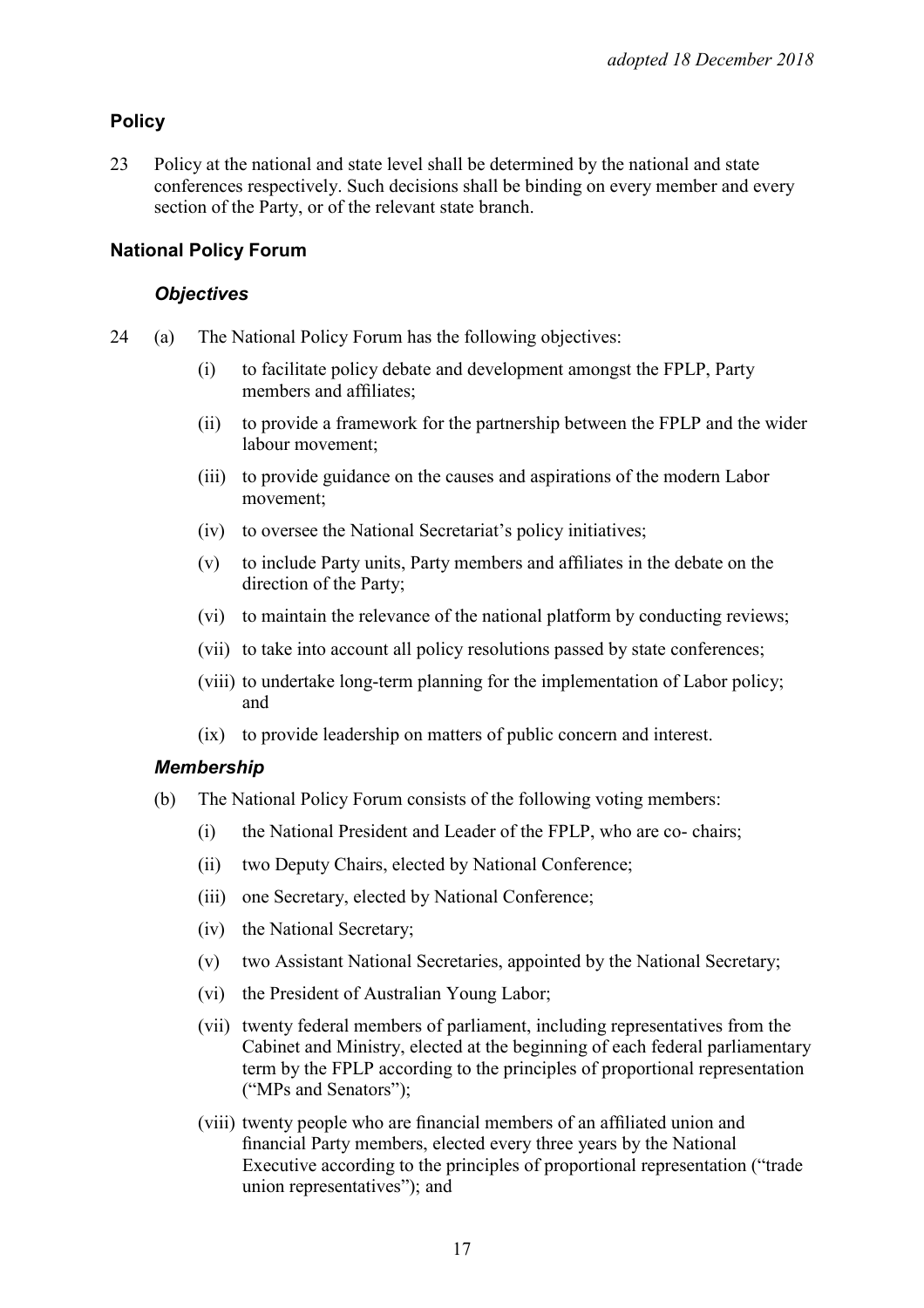## Policy

23 Policy at the national and state level shall be determined by the national and state conferences respectively. Such decisions shall be binding on every member and every section of the Party, or of the relevant state branch.

## National Policy Forum

### *Objectives*

24 (a) The National Policy Forum has the following objectives:

- (i) to facilitate policy debate and development amongst the FPLP, Party members and affiliates;
- (ii) to provide a framework for the partnership between the FPLP and the wider labour movement;
- (iii) to provide guidance on the causes and aspirations of the modern Labor movement;
- (iv) to oversee the National Secretariat's policy initiatives;
- (v) to include Party units, Party members and affiliates in the debate on the direction of the Party;
- (vi) to maintain the relevance of the national platform by conducting reviews;
- (vii) to take into account all policy resolutions passed by state conferences;
- (viii) to undertake long-term planning for the implementation of Labor policy; and
- (ix) to provide leadership on matters of public concern and interest.

### *Membership*

(b) The National Policy Forum consists of the following voting members:

- (i) the National President and Leader of the FPLP, who are co- chairs;
- (ii) two Deputy Chairs, elected by National Conference;
- (iii) one Secretary, elected by National Conference;
- (iv) the National Secretary;
- (v) two Assistant National Secretaries, appointed by the National Secretary;
- (vi) the President of Australian Young Labor;
- (vii) twenty federal members of parliament, including representatives from the Cabinet and Ministry, elected at the beginning of each federal parliamentary term by the FPLP according to the principles of proportional representation ("MPs and Senators");
- (viii) twenty people who are financial members of an affiliated union and financial Party members, elected every three years by the National Executive according to the principles of proportional representation ("trade union representatives"); and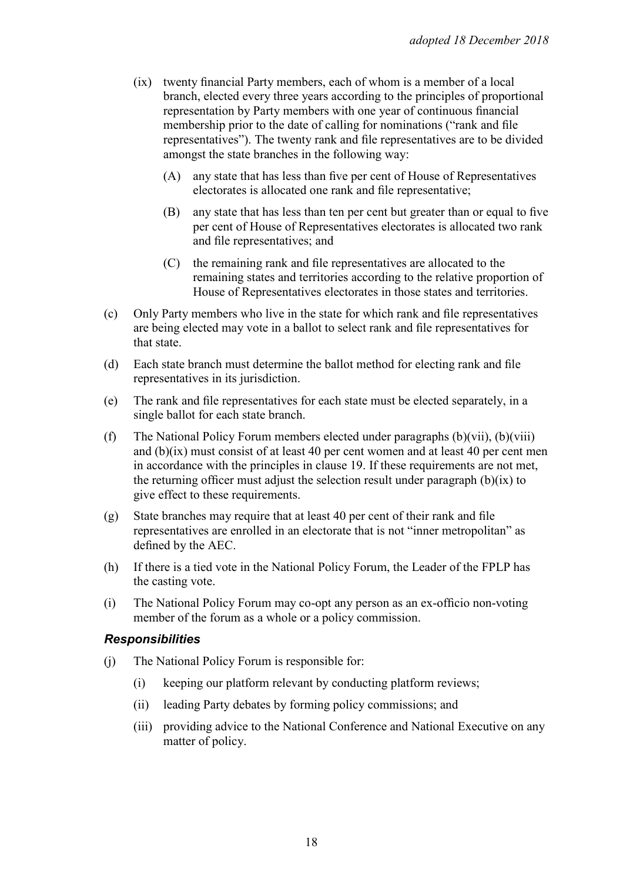(ix) twenty financial Party members, each of whom is a member of a local branch, elected every three years according to the principles of proportional representation by Party members with one year of continuous financial membership prior to the date of calling for nominations ("rank and file representatives"). The twenty rank and file representatives are to be divided amongst the state branches in the following way:

   (A) any state that has less than five per cent of House of Representatives electorates is allocated one rank and file representative;

   (B) any state that has less than ten per cent but greater than or equal to five per cent of House of Representatives electorates is allocated two rank and file representatives; and

   (C) the remaining rank and file representatives are allocated to the remaining states and territories according to the relative proportion of House of Representatives electorates in those states and territories.

(c) Only Party members who live in the state for which rank and file representatives are being elected may vote in a ballot to select rank and file representatives for that state.

(d) Each state branch must determine the ballot method for electing rank and file representatives in its jurisdiction.

(e) The rank and file representatives for each state must be elected separately, in a single ballot for each state branch.

(f) The National Policy Forum members elected under paragraphs (b)(vii), (b)(viii) and (b)(ix) must consist of at least 40 per cent women and at least 40 per cent men in accordance with the principles in clause 19. If these requirements are not met, the returning officer must adjust the selection result under paragraph (b)(ix) to give effect to these requirements.

(g) State branches may require that at least 40 per cent of their rank and file representatives are enrolled in an electorate that is not "inner metropolitan" as defined by the AEC.

(h) If there is a tied vote in the National Policy Forum, the Leader of the FPLP has the casting vote.

(i) The National Policy Forum may co-opt any person as an ex-officio non-voting member of the forum as a whole or a policy commission.

### *Responsibilities*

(j) The National Policy Forum is responsible for:

   (i) keeping our platform relevant by conducting platform reviews;

   (ii) leading Party debates by forming policy commissions; and

   (iii) providing advice to the National Conference and National Executive on any matter of policy.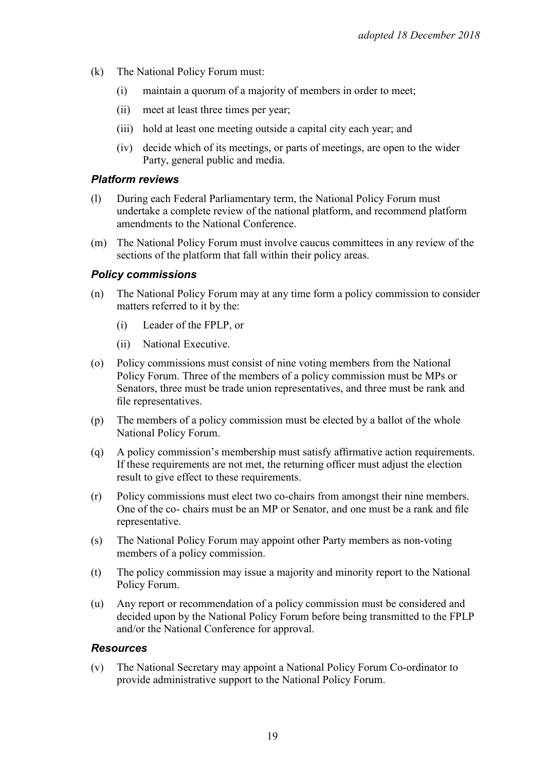(k) The National Policy Forum must:

  (i) maintain a quorum of a majority of members in order to meet;

  (ii) meet at least three times per year;

  (iii) hold at least one meeting outside a capital city each year; and

  (iv) decide which of its meetings, or parts of meetings, are open to the wider Party, general public and media.

### *Platform reviews*

(l) During each Federal Parliamentary term, the National Policy Forum must undertake a complete review of the national platform, and recommend platform amendments to the National Conference.

(m) The National Policy Forum must involve caucus committees in any review of the sections of the platform that fall within their policy areas.

### *Policy commissions*

(n) The National Policy Forum may at any time form a policy commission to consider matters referred to it by the:

  (i) Leader of the FPLP, or

  (ii) National Executive.

(o) Policy commissions must consist of nine voting members from the National Policy Forum. Three of the members of a policy commission must be MPs or Senators, three must be trade union representatives, and three must be rank and file representatives.

(p) The members of a policy commission must be elected by a ballot of the whole National Policy Forum.

(q) A policy commission's membership must satisfy affirmative action requirements. If these requirements are not met, the returning officer must adjust the election result to give effect to these requirements.

(r) Policy commissions must elect two co-chairs from amongst their nine members. One of the co- chairs must be an MP or Senator, and one must be a rank and file representative.

(s) The National Policy Forum may appoint other Party members as non-voting members of a policy commission.

(t) The policy commission may issue a majority and minority report to the National Policy Forum.

(u) Any report or recommendation of a policy commission must be considered and decided upon by the National Policy Forum before being transmitted to the FPLP and/or the National Conference for approval.

### *Resources*

(v) The National Secretary may appoint a National Policy Forum Co-ordinator to provide administrative support to the National Policy Forum.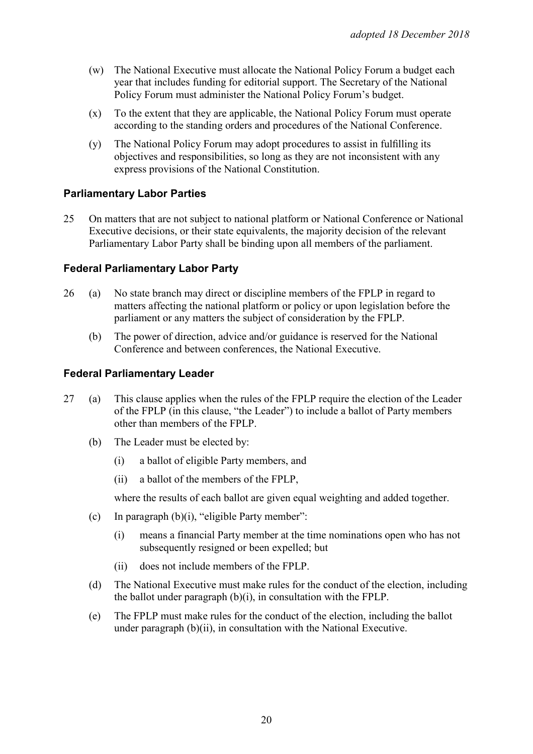(w) The National Executive must allocate the National Policy Forum a budget each year that includes funding for editorial support. The Secretary of the National Policy Forum must administer the National Policy Forum's budget.

(x) To the extent that they are applicable, the National Policy Forum must operate according to the standing orders and procedures of the National Conference.

(y) The National Policy Forum may adopt procedures to assist in fulfilling its objectives and responsibilities, so long as they are not inconsistent with any express provisions of the National Constitution.

### Parliamentary Labor Parties

25 On matters that are not subject to national platform or National Conference or National Executive decisions, or their state equivalents, the majority decision of the relevant Parliamentary Labor Party shall be binding upon all members of the parliament.

### Federal Parliamentary Labor Party

26 (a) No state branch may direct or discipline members of the FPLP in regard to matters affecting the national platform or policy or upon legislation before the parliament or any matters the subject of consideration by the FPLP.

(b) The power of direction, advice and/or guidance is reserved for the National Conference and between conferences, the National Executive.

### Federal Parliamentary Leader

27 (a) This clause applies when the rules of the FPLP require the election of the Leader of the FPLP (in this clause, "the Leader") to include a ballot of Party members other than members of the FPLP.

(b) The Leader must be elected by:

(i) a ballot of eligible Party members, and

(ii) a ballot of the members of the FPLP,

where the results of each ballot are given equal weighting and added together.

(c) In paragraph (b)(i), "eligible Party member":

(i) means a financial Party member at the time nominations open who has not subsequently resigned or been expelled; but

(ii) does not include members of the FPLP.

(d) The National Executive must make rules for the conduct of the election, including the ballot under paragraph (b)(i), in consultation with the FPLP.

(e) The FPLP must make rules for the conduct of the election, including the ballot under paragraph (b)(ii), in consultation with the National Executive.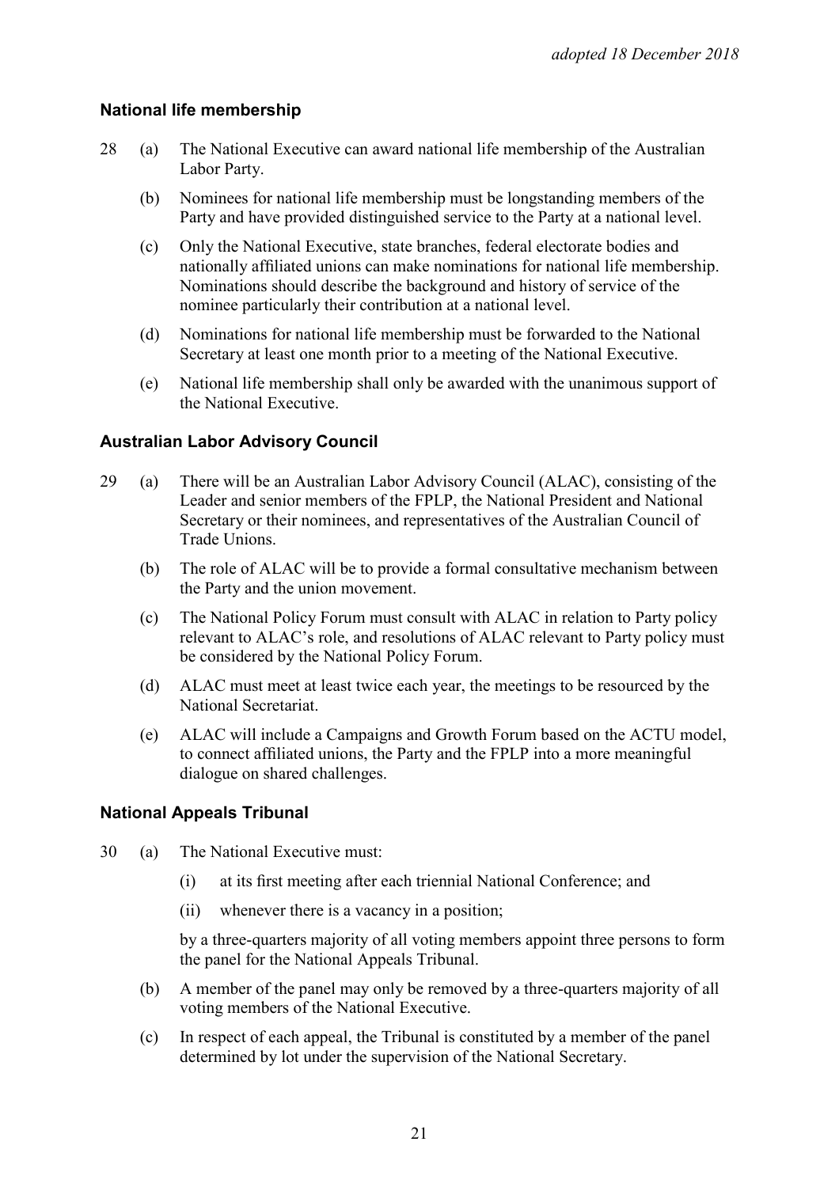*adopted 18 December 2018*

### National life membership

28 (a) The National Executive can award national life membership of the Australian Labor Party.

(b) Nominees for national life membership must be longstanding members of the Party and have provided distinguished service to the Party at a national level.

(c) Only the National Executive, state branches, federal electorate bodies and nationally affiliated unions can make nominations for national life membership. Nominations should describe the background and history of service of the nominee particularly their contribution at a national level.

(d) Nominations for national life membership must be forwarded to the National Secretary at least one month prior to a meeting of the National Executive.

(e) National life membership shall only be awarded with the unanimous support of the National Executive.

### Australian Labor Advisory Council

29 (a) There will be an Australian Labor Advisory Council (ALAC), consisting of the Leader and senior members of the FPLP, the National President and National Secretary or their nominees, and representatives of the Australian Council of Trade Unions.

(b) The role of ALAC will be to provide a formal consultative mechanism between the Party and the union movement.

(c) The National Policy Forum must consult with ALAC in relation to Party policy relevant to ALAC's role, and resolutions of ALAC relevant to Party policy must be considered by the National Policy Forum.

(d) ALAC must meet at least twice each year, the meetings to be resourced by the National Secretariat.

(e) ALAC will include a Campaigns and Growth Forum based on the ACTU model, to connect affiliated unions, the Party and the FPLP into a more meaningful dialogue on shared challenges.

### National Appeals Tribunal

30 (a) The National Executive must:

(i) at its first meeting after each triennial National Conference; and

(ii) whenever there is a vacancy in a position;

by a three-quarters majority of all voting members appoint three persons to form the panel for the National Appeals Tribunal.

(b) A member of the panel may only be removed by a three-quarters majority of all voting members of the National Executive.

(c) In respect of each appeal, the Tribunal is constituted by a member of the panel determined by lot under the supervision of the National Secretary.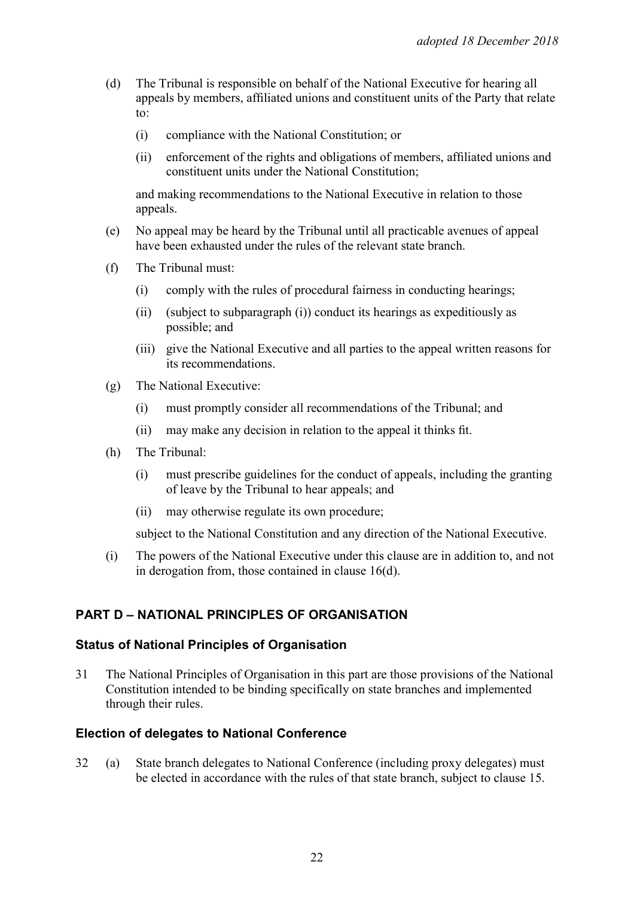(d) The Tribunal is responsible on behalf of the National Executive for hearing all appeals by members, affiliated unions and constituent units of the Party that relate to:

   (i) compliance with the National Constitution; or

   (ii) enforcement of the rights and obligations of members, affiliated unions and constituent units under the National Constitution;

   and making recommendations to the National Executive in relation to those appeals.

(e) No appeal may be heard by the Tribunal until all practicable avenues of appeal have been exhausted under the rules of the relevant state branch.

(f) The Tribunal must:

   (i) comply with the rules of procedural fairness in conducting hearings;

   (ii) (subject to subparagraph (i)) conduct its hearings as expeditiously as possible; and

   (iii) give the National Executive and all parties to the appeal written reasons for its recommendations.

(g) The National Executive:

   (i) must promptly consider all recommendations of the Tribunal; and

   (ii) may make any decision in relation to the appeal it thinks fit.

(h) The Tribunal:

   (i) must prescribe guidelines for the conduct of appeals, including the granting of leave by the Tribunal to hear appeals; and

   (ii) may otherwise regulate its own procedure;

   subject to the National Constitution and any direction of the National Executive.

(i) The powers of the National Executive under this clause are in addition to, and not in derogation from, those contained in clause 16(d).

## PART D – NATIONAL PRINCIPLES OF ORGANISATION

### Status of National Principles of Organisation

31 The National Principles of Organisation in this part are those provisions of the National Constitution intended to be binding specifically on state branches and implemented through their rules.

### Election of delegates to National Conference

32 (a) State branch delegates to National Conference (including proxy delegates) must be elected in accordance with the rules of that state branch, subject to clause 15.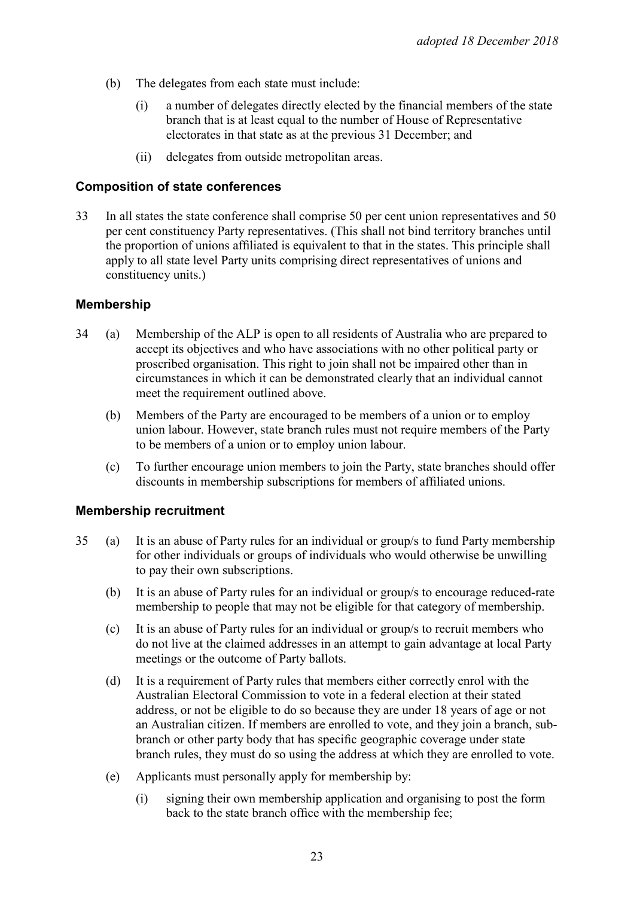(b) The delegates from each state must include:

  (i) a number of delegates directly elected by the financial members of the state branch that is at least equal to the number of House of Representative electorates in that state as at the previous 31 December; and

  (ii) delegates from outside metropolitan areas.

### Composition of state conferences

33 In all states the state conference shall comprise 50 per cent union representatives and 50 per cent constituency Party representatives. (This shall not bind territory branches until the proportion of unions affiliated is equivalent to that in the states. This principle shall apply to all state level Party units comprising direct representatives of unions and constituency units.)

### Membership

34 (a) Membership of the ALP is open to all residents of Australia who are prepared to accept its objectives and who have associations with no other political party or proscribed organisation. This right to join shall not be impaired other than in circumstances in which it can be demonstrated clearly that an individual cannot meet the requirement outlined above.

(b) Members of the Party are encouraged to be members of a union or to employ union labour. However, state branch rules must not require members of the Party to be members of a union or to employ union labour.

(c) To further encourage union members to join the Party, state branches should offer discounts in membership subscriptions for members of affiliated unions.

### Membership recruitment

35 (a) It is an abuse of Party rules for an individual or group/s to fund Party membership for other individuals or groups of individuals who would otherwise be unwilling to pay their own subscriptions.

(b) It is an abuse of Party rules for an individual or group/s to encourage reduced-rate membership to people that may not be eligible for that category of membership.

(c) It is an abuse of Party rules for an individual or group/s to recruit members who do not live at the claimed addresses in an attempt to gain advantage at local Party meetings or the outcome of Party ballots.

(d) It is a requirement of Party rules that members either correctly enrol with the Australian Electoral Commission to vote in a federal election at their stated address, or not be eligible to do so because they are under 18 years of age or not an Australian citizen. If members are enrolled to vote, and they join a branch, sub-branch or other party body that has specific geographic coverage under state branch rules, they must do so using the address at which they are enrolled to vote.

(e) Applicants must personally apply for membership by:

  (i) signing their own membership application and organising to post the form back to the state branch office with the membership fee;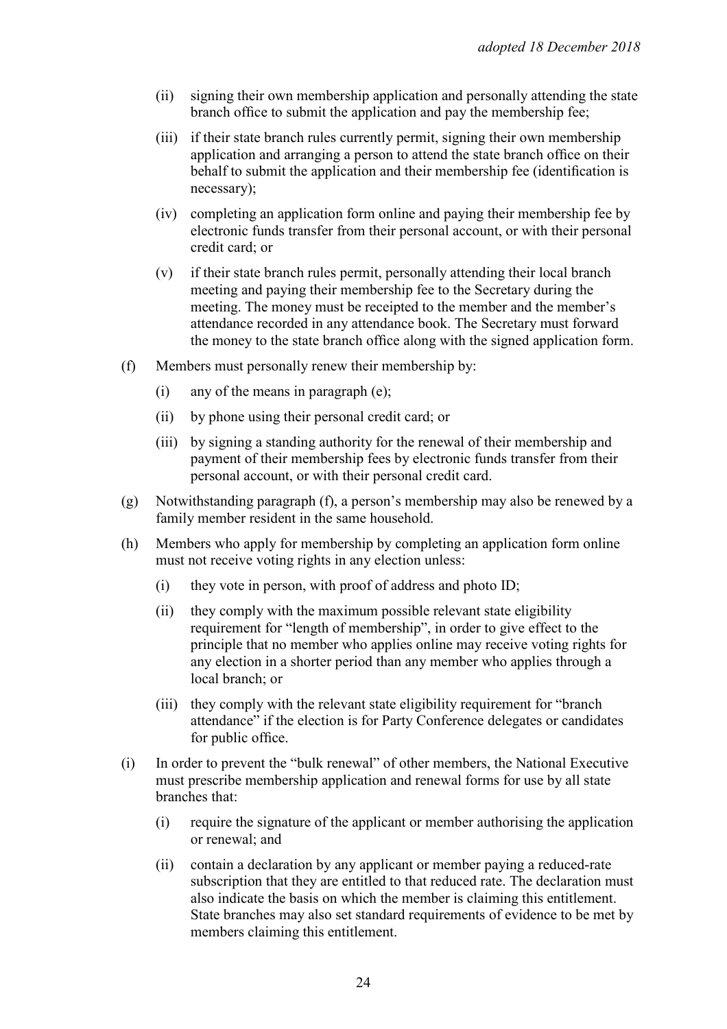(ii) signing their own membership application and personally attending the state branch office to submit the application and pay the membership fee;

(iii) if their state branch rules currently permit, signing their own membership application and arranging a person to attend the state branch office on their behalf to submit the application and their membership fee (identification is necessary);

(iv) completing an application form online and paying their membership fee by electronic funds transfer from their personal account, or with their personal credit card; or

(v) if their state branch rules permit, personally attending their local branch meeting and paying their membership fee to the Secretary during the meeting. The money must be receipted to the member and the member's attendance recorded in any attendance book. The Secretary must forward the money to the state branch office along with the signed application form.

(f) Members must personally renew their membership by:

(i) any of the means in paragraph (e);

(ii) by phone using their personal credit card; or

(iii) by signing a standing authority for the renewal of their membership and payment of their membership fees by electronic funds transfer from their personal account, or with their personal credit card.

(g) Notwithstanding paragraph (f), a person's membership may also be renewed by a family member resident in the same household.

(h) Members who apply for membership by completing an application form online must not receive voting rights in any election unless:

(i) they vote in person, with proof of address and photo ID;

(ii) they comply with the maximum possible relevant state eligibility requirement for "length of membership", in order to give effect to the principle that no member who applies online may receive voting rights for any election in a shorter period than any member who applies through a local branch; or

(iii) they comply with the relevant state eligibility requirement for "branch attendance" if the election is for Party Conference delegates or candidates for public office.

(i) In order to prevent the "bulk renewal" of other members, the National Executive must prescribe membership application and renewal forms for use by all state branches that:

(i) require the signature of the applicant or member authorising the application or renewal; and

(ii) contain a declaration by any applicant or member paying a reduced-rate subscription that they are entitled to that reduced rate. The declaration must also indicate the basis on which the member is claiming this entitlement. State branches may also set standard requirements of evidence to be met by members claiming this entitlement.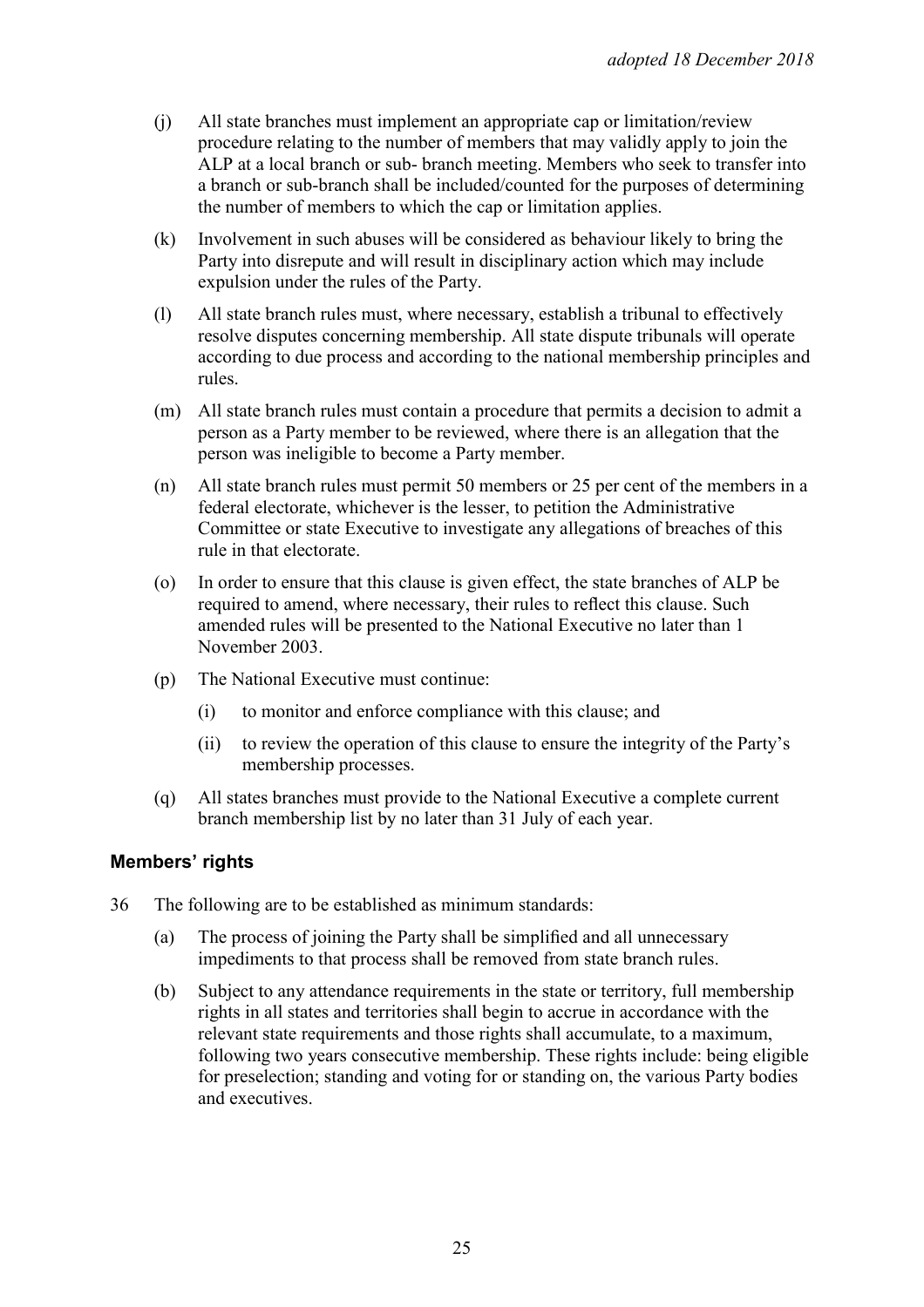(j) All state branches must implement an appropriate cap or limitation/review procedure relating to the number of members that may validly apply to join the ALP at a local branch or sub- branch meeting. Members who seek to transfer into a branch or sub-branch shall be included/counted for the purposes of determining the number of members to which the cap or limitation applies.

(k) Involvement in such abuses will be considered as behaviour likely to bring the Party into disrepute and will result in disciplinary action which may include expulsion under the rules of the Party.

(l) All state branch rules must, where necessary, establish a tribunal to effectively resolve disputes concerning membership. All state dispute tribunals will operate according to due process and according to the national membership principles and rules.

(m) All state branch rules must contain a procedure that permits a decision to admit a person as a Party member to be reviewed, where there is an allegation that the person was ineligible to become a Party member.

(n) All state branch rules must permit 50 members or 25 per cent of the members in a federal electorate, whichever is the lesser, to petition the Administrative Committee or state Executive to investigate any allegations of breaches of this rule in that electorate.

(o) In order to ensure that this clause is given effect, the state branches of ALP be required to amend, where necessary, their rules to reflect this clause. Such amended rules will be presented to the National Executive no later than 1 November 2003.

(p) The National Executive must continue:

   (i) to monitor and enforce compliance with this clause; and

   (ii) to review the operation of this clause to ensure the integrity of the Party's membership processes.

(q) All states branches must provide to the National Executive a complete current branch membership list by no later than 31 July of each year.

### Members' rights

36 The following are to be established as minimum standards:

   (a) The process of joining the Party shall be simplified and all unnecessary impediments to that process shall be removed from state branch rules.

   (b) Subject to any attendance requirements in the state or territory, full membership rights in all states and territories shall begin to accrue in accordance with the relevant state requirements and those rights shall accumulate, to a maximum, following two years consecutive membership. These rights include: being eligible for preselection; standing and voting for or standing on, the various Party bodies and executives.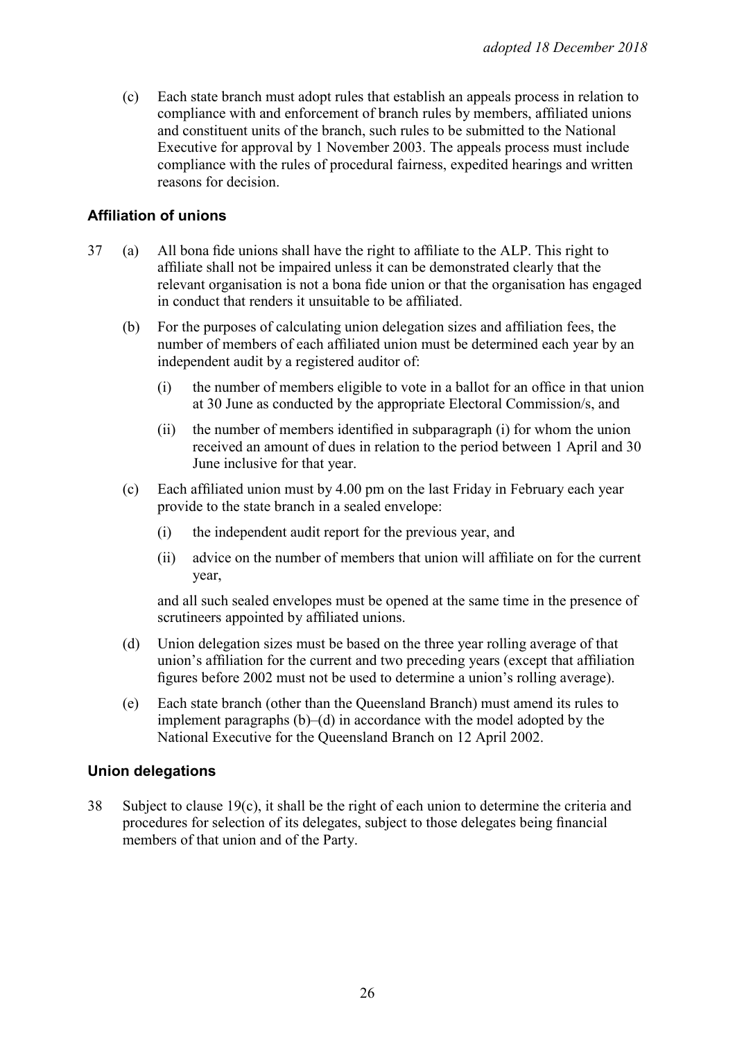(c) Each state branch must adopt rules that establish an appeals process in relation to compliance with and enforcement of branch rules by members, affiliated unions and constituent units of the branch, such rules to be submitted to the National Executive for approval by 1 November 2003. The appeals process must include compliance with the rules of procedural fairness, expedited hearings and written reasons for decision.

### Affiliation of unions

37 (a) All bona fide unions shall have the right to affiliate to the ALP. This right to affiliate shall not be impaired unless it can be demonstrated clearly that the relevant organisation is not a bona fide union or that the organisation has engaged in conduct that renders it unsuitable to be affiliated.

(b) For the purposes of calculating union delegation sizes and affiliation fees, the number of members of each affiliated union must be determined each year by an independent audit by a registered auditor of:

(i) the number of members eligible to vote in a ballot for an office in that union at 30 June as conducted by the appropriate Electoral Commission/s, and

(ii) the number of members identified in subparagraph (i) for whom the union received an amount of dues in relation to the period between 1 April and 30 June inclusive for that year.

(c) Each affiliated union must by 4.00 pm on the last Friday in February each year provide to the state branch in a sealed envelope:

(i) the independent audit report for the previous year, and

(ii) advice on the number of members that union will affiliate on for the current year,

and all such sealed envelopes must be opened at the same time in the presence of scrutineers appointed by affiliated unions.

(d) Union delegation sizes must be based on the three year rolling average of that union's affiliation for the current and two preceding years (except that affiliation figures before 2002 must not be used to determine a union's rolling average).

(e) Each state branch (other than the Queensland Branch) must amend its rules to implement paragraphs (b)–(d) in accordance with the model adopted by the National Executive for the Queensland Branch on 12 April 2002.

### Union delegations

38 Subject to clause 19(c), it shall be the right of each union to determine the criteria and procedures for selection of its delegates, subject to those delegates being financial members of that union and of the Party.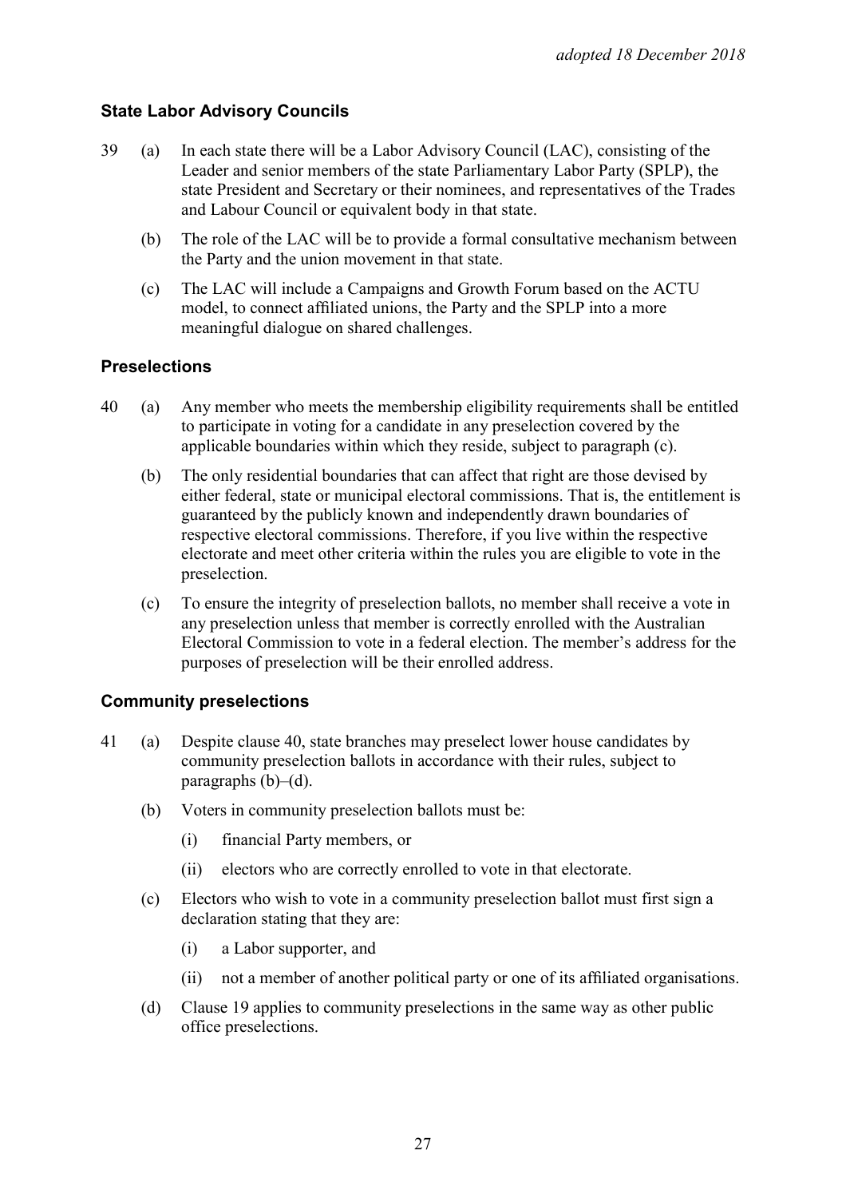### State Labor Advisory Councils

39 (a) In each state there will be a Labor Advisory Council (LAC), consisting of the Leader and senior members of the state Parliamentary Labor Party (SPLP), the state President and Secretary or their nominees, and representatives of the Trades and Labour Council or equivalent body in that state.

(b) The role of the LAC will be to provide a formal consultative mechanism between the Party and the union movement in that state.

(c) The LAC will include a Campaigns and Growth Forum based on the ACTU model, to connect affiliated unions, the Party and the SPLP into a more meaningful dialogue on shared challenges.

### Preselections

40 (a) Any member who meets the membership eligibility requirements shall be entitled to participate in voting for a candidate in any preselection covered by the applicable boundaries within which they reside, subject to paragraph (c).

(b) The only residential boundaries that can affect that right are those devised by either federal, state or municipal electoral commissions. That is, the entitlement is guaranteed by the publicly known and independently drawn boundaries of respective electoral commissions. Therefore, if you live within the respective electorate and meet other criteria within the rules you are eligible to vote in the preselection.

(c) To ensure the integrity of preselection ballots, no member shall receive a vote in any preselection unless that member is correctly enrolled with the Australian Electoral Commission to vote in a federal election. The member's address for the purposes of preselection will be their enrolled address.

### Community preselections

41 (a) Despite clause 40, state branches may preselect lower house candidates by community preselection ballots in accordance with their rules, subject to paragraphs (b)–(d).

(b) Voters in community preselection ballots must be:

(i) financial Party members, or

(ii) electors who are correctly enrolled to vote in that electorate.

(c) Electors who wish to vote in a community preselection ballot must first sign a declaration stating that they are:

(i) a Labor supporter, and

(ii) not a member of another political party or one of its affiliated organisations.

(d) Clause 19 applies to community preselections in the same way as other public office preselections.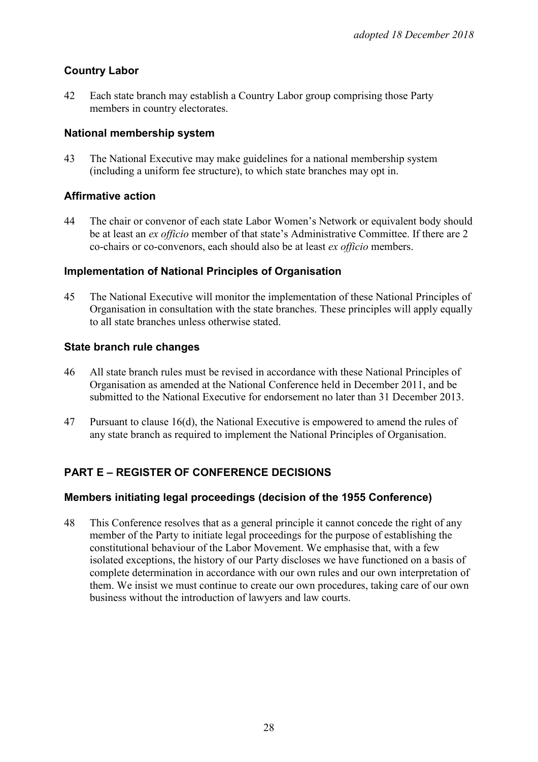## Country Labor

42 Each state branch may establish a Country Labor group comprising those Party members in country electorates.

## National membership system

43 The National Executive may make guidelines for a national membership system (including a uniform fee structure), to which state branches may opt in.

## Affirmative action

44 The chair or convenor of each state Labor Women's Network or equivalent body should be at least an *ex officio* member of that state's Administrative Committee. If there are 2 co-chairs or co-convenors, each should also be at least *ex officio* members.

## Implementation of National Principles of Organisation

45 The National Executive will monitor the implementation of these National Principles of Organisation in consultation with the state branches. These principles will apply equally to all state branches unless otherwise stated.

## State branch rule changes

46 All state branch rules must be revised in accordance with these National Principles of Organisation as amended at the National Conference held in December 2011, and be submitted to the National Executive for endorsement no later than 31 December 2013.

47 Pursuant to clause 16(d), the National Executive is empowered to amend the rules of any state branch as required to implement the National Principles of Organisation.

# PART E – REGISTER OF CONFERENCE DECISIONS

## Members initiating legal proceedings (decision of the 1955 Conference)

48 This Conference resolves that as a general principle it cannot concede the right of any member of the Party to initiate legal proceedings for the purpose of establishing the constitutional behaviour of the Labor Movement. We emphasise that, with a few isolated exceptions, the history of our Party discloses we have functioned on a basis of complete determination in accordance with our own rules and our own interpretation of them. We insist we must continue to create our own procedures, taking care of our own business without the introduction of lawyers and law courts.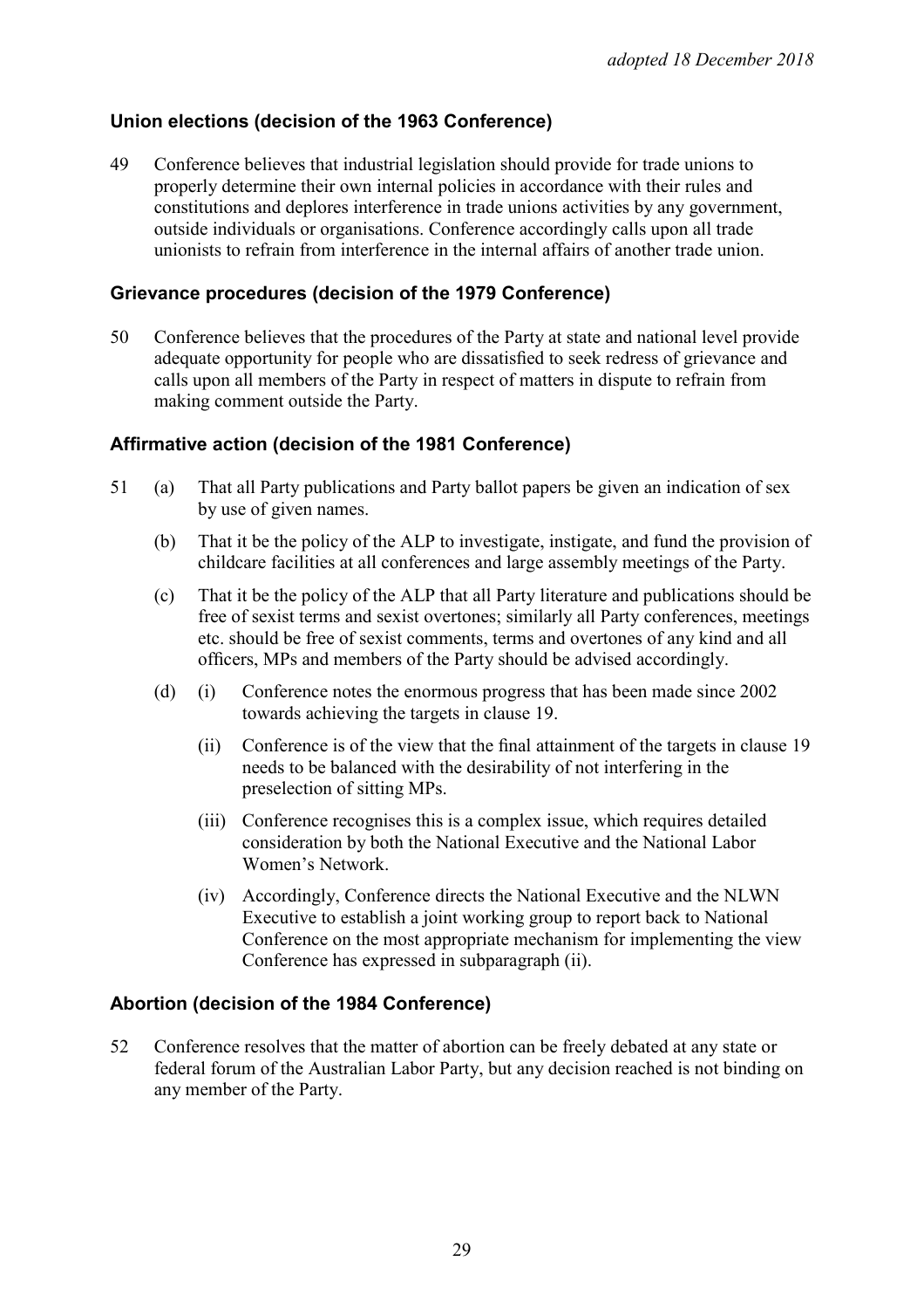## Union elections (decision of the 1963 Conference)

49 Conference believes that industrial legislation should provide for trade unions to properly determine their own internal policies in accordance with their rules and constitutions and deplores interference in trade unions activities by any government, outside individuals or organisations. Conference accordingly calls upon all trade unionists to refrain from interference in the internal affairs of another trade union.

## Grievance procedures (decision of the 1979 Conference)

50 Conference believes that the procedures of the Party at state and national level provide adequate opportunity for people who are dissatisfied to seek redress of grievance and calls upon all members of the Party in respect of matters in dispute to refrain from making comment outside the Party.

## Affirmative action (decision of the 1981 Conference)

51 (a) That all Party publications and Party ballot papers be given an indication of sex by use of given names.

(b) That it be the policy of the ALP to investigate, instigate, and fund the provision of childcare facilities at all conferences and large assembly meetings of the Party.

(c) That it be the policy of the ALP that all Party literature and publications should be free of sexist terms and sexist overtones; similarly all Party conferences, meetings etc. should be free of sexist comments, terms and overtones of any kind and all officers, MPs and members of the Party should be advised accordingly.

(d) (i) Conference notes the enormous progress that has been made since 2002 towards achieving the targets in clause 19.

(ii) Conference is of the view that the final attainment of the targets in clause 19 needs to be balanced with the desirability of not interfering in the preselection of sitting MPs.

(iii) Conference recognises this is a complex issue, which requires detailed consideration by both the National Executive and the National Labor Women's Network.

(iv) Accordingly, Conference directs the National Executive and the NLWN Executive to establish a joint working group to report back to National Conference on the most appropriate mechanism for implementing the view Conference has expressed in subparagraph (ii).

## Abortion (decision of the 1984 Conference)

52 Conference resolves that the matter of abortion can be freely debated at any state or federal forum of the Australian Labor Party, but any decision reached is not binding on any member of the Party.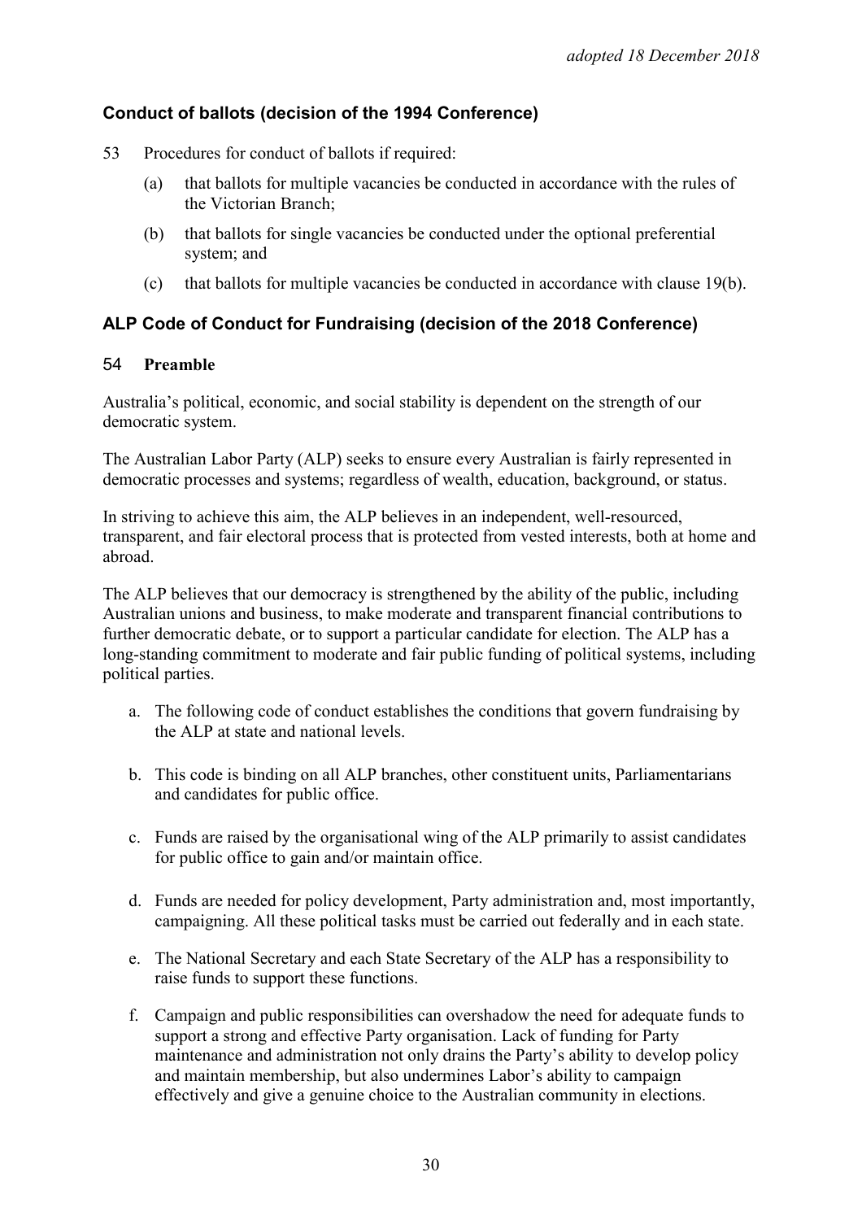*adopted 18 December 2018*

### Conduct of ballots (decision of the 1994 Conference)

53 Procedures for conduct of ballots if required:

(a) that ballots for multiple vacancies be conducted in accordance with the rules of the Victorian Branch;

(b) that ballots for single vacancies be conducted under the optional preferential system; and

(c) that ballots for multiple vacancies be conducted in accordance with clause 19(b).

### ALP Code of Conduct for Fundraising (decision of the 2018 Conference)

54 **Preamble**

Australia's political, economic, and social stability is dependent on the strength of our democratic system.

The Australian Labor Party (ALP) seeks to ensure every Australian is fairly represented in democratic processes and systems; regardless of wealth, education, background, or status.

In striving to achieve this aim, the ALP believes in an independent, well-resourced, transparent, and fair electoral process that is protected from vested interests, both at home and abroad.

The ALP believes that our democracy is strengthened by the ability of the public, including Australian unions and business, to make moderate and transparent financial contributions to further democratic debate, or to support a particular candidate for election. The ALP has a long-standing commitment to moderate and fair public funding of political systems, including political parties.

a. The following code of conduct establishes the conditions that govern fundraising by the ALP at state and national levels.

b. This code is binding on all ALP branches, other constituent units, Parliamentarians and candidates for public office.

c. Funds are raised by the organisational wing of the ALP primarily to assist candidates for public office to gain and/or maintain office.

d. Funds are needed for policy development, Party administration and, most importantly, campaigning. All these political tasks must be carried out federally and in each state.

e. The National Secretary and each State Secretary of the ALP has a responsibility to raise funds to support these functions.

f. Campaign and public responsibilities can overshadow the need for adequate funds to support a strong and effective Party organisation. Lack of funding for Party maintenance and administration not only drains the Party's ability to develop policy and maintain membership, but also undermines Labor's ability to campaign effectively and give a genuine choice to the Australian community in elections.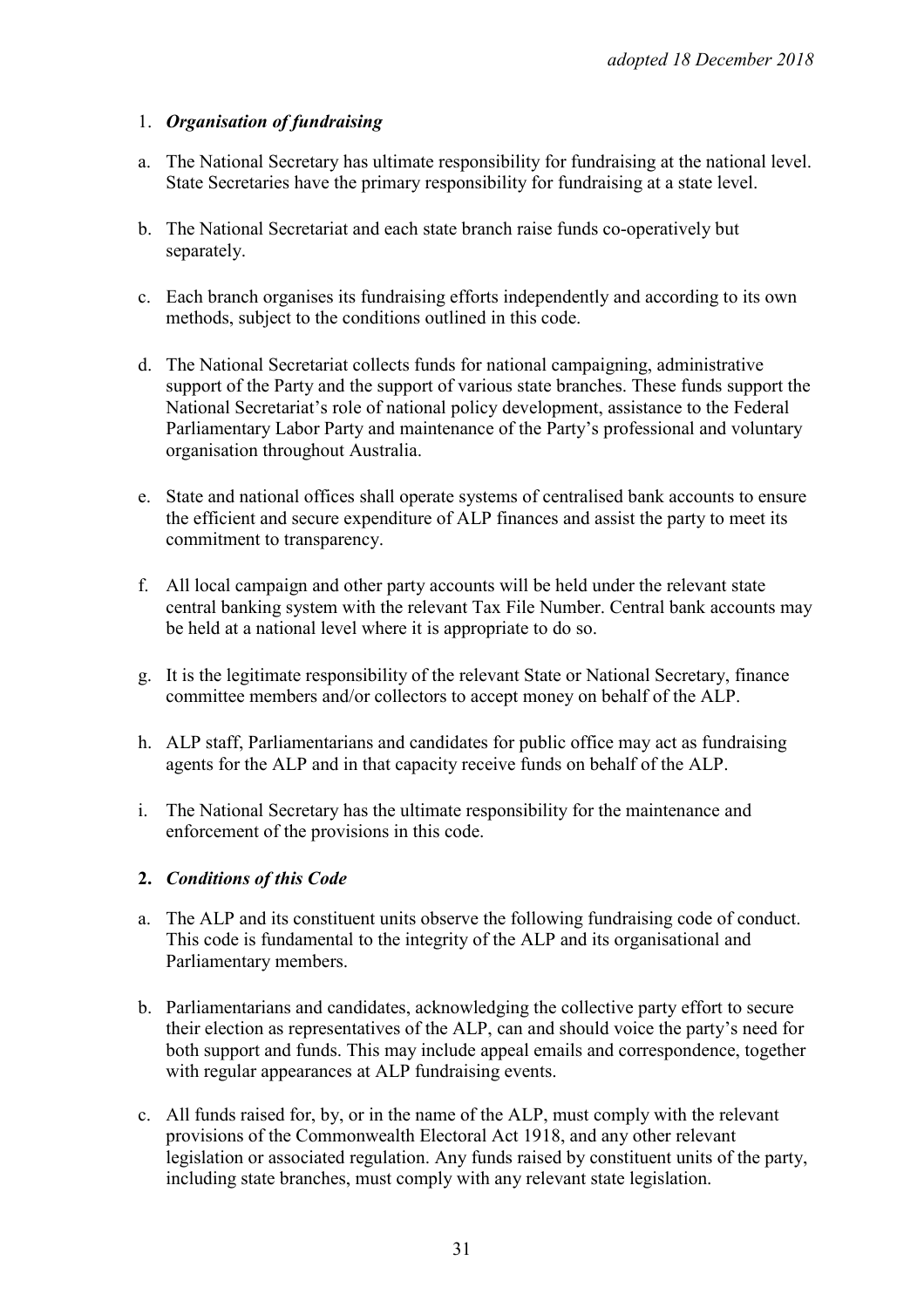*adopted 18 December 2018*

1. ***Organisation of fundraising***

a. The National Secretary has ultimate responsibility for fundraising at the national level. State Secretaries have the primary responsibility for fundraising at a state level.

b. The National Secretariat and each state branch raise funds co-operatively but separately.

c. Each branch organises its fundraising efforts independently and according to its own methods, subject to the conditions outlined in this code.

d. The National Secretariat collects funds for national campaigning, administrative support of the Party and the support of various state branches. These funds support the National Secretariat's role of national policy development, assistance to the Federal Parliamentary Labor Party and maintenance of the Party's professional and voluntary organisation throughout Australia.

e. State and national offices shall operate systems of centralised bank accounts to ensure the efficient and secure expenditure of ALP finances and assist the party to meet its commitment to transparency.

f. All local campaign and other party accounts will be held under the relevant state central banking system with the relevant Tax File Number. Central bank accounts may be held at a national level where it is appropriate to do so.

g. It is the legitimate responsibility of the relevant State or National Secretary, finance committee members and/or collectors to accept money on behalf of the ALP.

h. ALP staff, Parliamentarians and candidates for public office may act as fundraising agents for the ALP and in that capacity receive funds on behalf of the ALP.

i. The National Secretary has the ultimate responsibility for the maintenance and enforcement of the provisions in this code.

**2. *Conditions of this Code***

a. The ALP and its constituent units observe the following fundraising code of conduct. This code is fundamental to the integrity of the ALP and its organisational and Parliamentary members.

b. Parliamentarians and candidates, acknowledging the collective party effort to secure their election as representatives of the ALP, can and should voice the party's need for both support and funds. This may include appeal emails and correspondence, together with regular appearances at ALP fundraising events.

c. All funds raised for, by, or in the name of the ALP, must comply with the relevant provisions of the Commonwealth Electoral Act 1918, and any other relevant legislation or associated regulation. Any funds raised by constituent units of the party, including state branches, must comply with any relevant state legislation.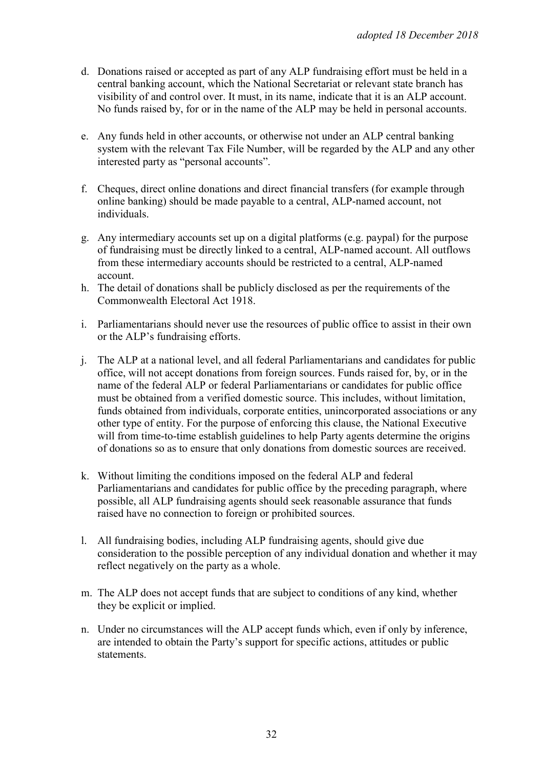d. Donations raised or accepted as part of any ALP fundraising effort must be held in a central banking account, which the National Secretariat or relevant state branch has visibility of and control over. It must, in its name, indicate that it is an ALP account. No funds raised by, for or in the name of the ALP may be held in personal accounts.

e. Any funds held in other accounts, or otherwise not under an ALP central banking system with the relevant Tax File Number, will be regarded by the ALP and any other interested party as "personal accounts".

f. Cheques, direct online donations and direct financial transfers (for example through online banking) should be made payable to a central, ALP-named account, not individuals.

g. Any intermediary accounts set up on a digital platforms (e.g. paypal) for the purpose of fundraising must be directly linked to a central, ALP-named account. All outflows from these intermediary accounts should be restricted to a central, ALP-named account.

h. The detail of donations shall be publicly disclosed as per the requirements of the Commonwealth Electoral Act 1918.

i. Parliamentarians should never use the resources of public office to assist in their own or the ALP's fundraising efforts.

j. The ALP at a national level, and all federal Parliamentarians and candidates for public office, will not accept donations from foreign sources. Funds raised for, by, or in the name of the federal ALP or federal Parliamentarians or candidates for public office must be obtained from a verified domestic source. This includes, without limitation, funds obtained from individuals, corporate entities, unincorporated associations or any other type of entity. For the purpose of enforcing this clause, the National Executive will from time-to-time establish guidelines to help Party agents determine the origins of donations so as to ensure that only donations from domestic sources are received.

k. Without limiting the conditions imposed on the federal ALP and federal Parliamentarians and candidates for public office by the preceding paragraph, where possible, all ALP fundraising agents should seek reasonable assurance that funds raised have no connection to foreign or prohibited sources.

l. All fundraising bodies, including ALP fundraising agents, should give due consideration to the possible perception of any individual donation and whether it may reflect negatively on the party as a whole.

m. The ALP does not accept funds that are subject to conditions of any kind, whether they be explicit or implied.

n. Under no circumstances will the ALP accept funds which, even if only by inference, are intended to obtain the Party's support for specific actions, attitudes or public statements.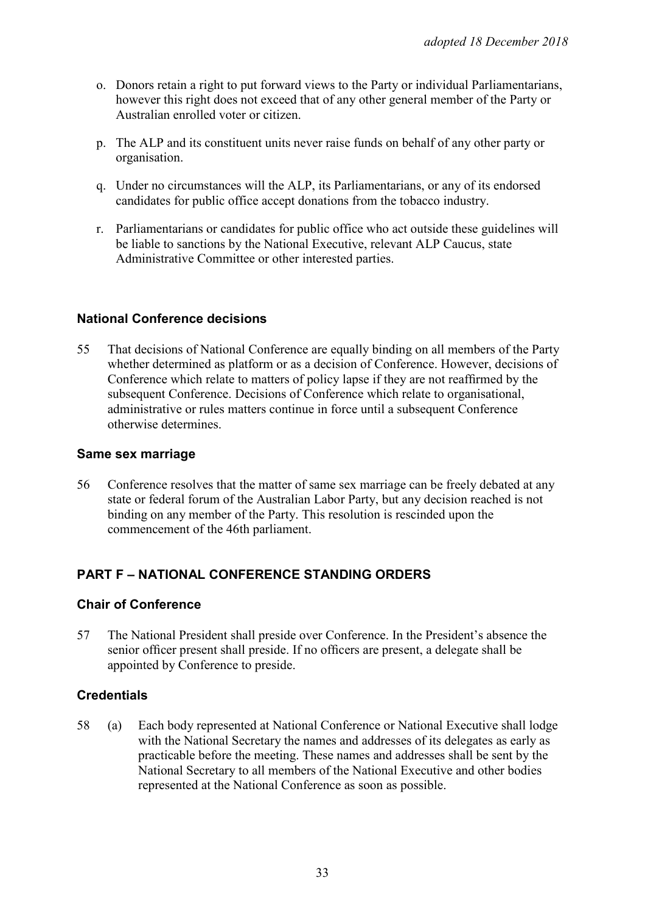o. Donors retain a right to put forward views to the Party or individual Parliamentarians, however this right does not exceed that of any other general member of the Party or Australian enrolled voter or citizen.

p. The ALP and its constituent units never raise funds on behalf of any other party or organisation.

q. Under no circumstances will the ALP, its Parliamentarians, or any of its endorsed candidates for public office accept donations from the tobacco industry.

r. Parliamentarians or candidates for public office who act outside these guidelines will be liable to sanctions by the National Executive, relevant ALP Caucus, state Administrative Committee or other interested parties.

### National Conference decisions

55 That decisions of National Conference are equally binding on all members of the Party whether determined as platform or as a decision of Conference. However, decisions of Conference which relate to matters of policy lapse if they are not reaffirmed by the subsequent Conference. Decisions of Conference which relate to organisational, administrative or rules matters continue in force until a subsequent Conference otherwise determines.

### Same sex marriage

56 Conference resolves that the matter of same sex marriage can be freely debated at any state or federal forum of the Australian Labor Party, but any decision reached is not binding on any member of the Party. This resolution is rescinded upon the commencement of the 46th parliament.

## PART F – NATIONAL CONFERENCE STANDING ORDERS

### Chair of Conference

57 The National President shall preside over Conference. In the President's absence the senior officer present shall preside. If no officers are present, a delegate shall be appointed by Conference to preside.

### Credentials

58 (a) Each body represented at National Conference or National Executive shall lodge with the National Secretary the names and addresses of its delegates as early as practicable before the meeting. These names and addresses shall be sent by the National Secretary to all members of the National Executive and other bodies represented at the National Conference as soon as possible.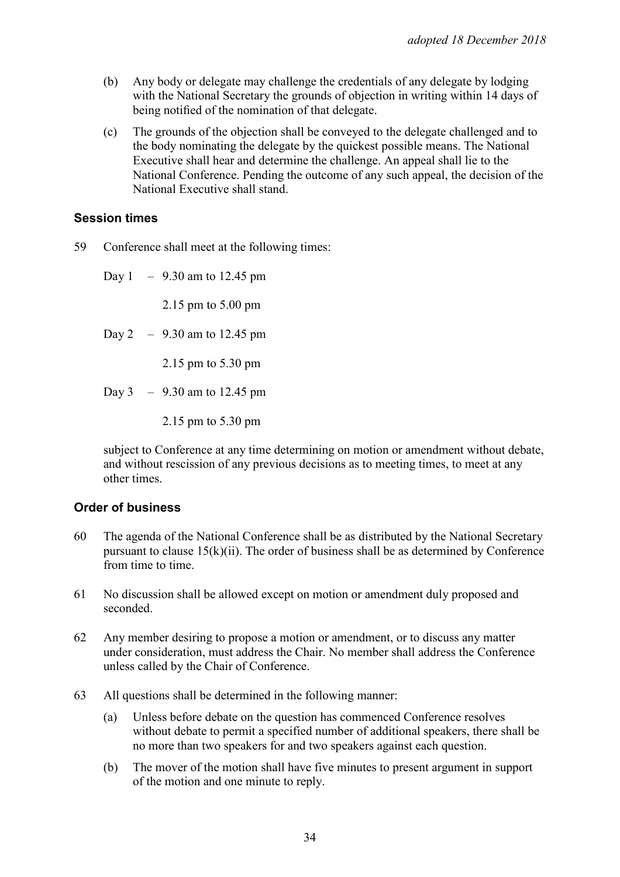- (b) Any body or delegate may challenge the credentials of any delegate by lodging with the National Secretary the grounds of objection in writing within 14 days of being notified of the nomination of that delegate.
- (c) The grounds of the objection shall be conveyed to the delegate challenged and to the body nominating the delegate by the quickest possible means. The National Executive shall hear and determine the challenge. An appeal shall lie to the National Conference. Pending the outcome of any such appeal, the decision of the National Executive shall stand.

### Session times

59 Conference shall meet at the following times:

Day 1 – 9.30 am to 12.45 pm

2.15 pm to 5.00 pm

Day 2 – 9.30 am to 12.45 pm

2.15 pm to 5.30 pm

Day 3 – 9.30 am to 12.45 pm

2.15 pm to 5.30 pm

subject to Conference at any time determining on motion or amendment without debate, and without rescission of any previous decisions as to meeting times, to meet at any other times.

### Order of business

60 The agenda of the National Conference shall be as distributed by the National Secretary pursuant to clause 15(k)(ii). The order of business shall be as determined by Conference from time to time.

61 No discussion shall be allowed except on motion or amendment duly proposed and seconded.

62 Any member desiring to propose a motion or amendment, or to discuss any matter under consideration, must address the Chair. No member shall address the Conference unless called by the Chair of Conference.

63 All questions shall be determined in the following manner:

- (a) Unless before debate on the question has commenced Conference resolves without debate to permit a specified number of additional speakers, there shall be no more than two speakers for and two speakers against each question.
- (b) The mover of the motion shall have five minutes to present argument in support of the motion and one minute to reply.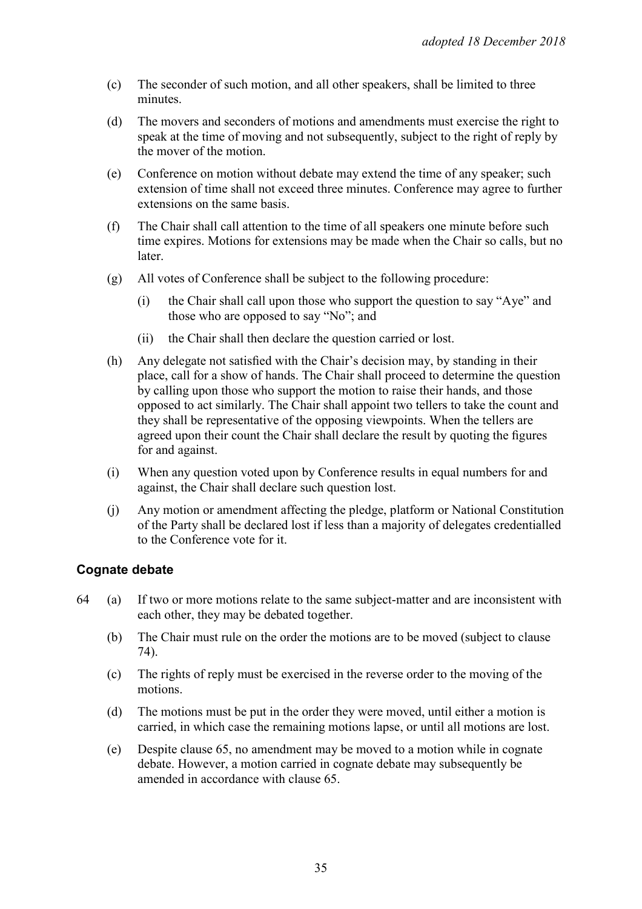- (c) The seconder of such motion, and all other speakers, shall be limited to three minutes.
- (d) The movers and seconders of motions and amendments must exercise the right to speak at the time of moving and not subsequently, subject to the right of reply by the mover of the motion.
- (e) Conference on motion without debate may extend the time of any speaker; such extension of time shall not exceed three minutes. Conference may agree to further extensions on the same basis.
- (f) The Chair shall call attention to the time of all speakers one minute before such time expires. Motions for extensions may be made when the Chair so calls, but no later.
- (g) All votes of Conference shall be subject to the following procedure:
  - (i) the Chair shall call upon those who support the question to say "Aye" and those who are opposed to say "No"; and
  - (ii) the Chair shall then declare the question carried or lost.
- (h) Any delegate not satisfied with the Chair's decision may, by standing in their place, call for a show of hands. The Chair shall proceed to determine the question by calling upon those who support the motion to raise their hands, and those opposed to act similarly. The Chair shall appoint two tellers to take the count and they shall be representative of the opposing viewpoints. When the tellers are agreed upon their count the Chair shall declare the result by quoting the figures for and against.
- (i) When any question voted upon by Conference results in equal numbers for and against, the Chair shall declare such question lost.
- (j) Any motion or amendment affecting the pledge, platform or National Constitution of the Party shall be declared lost if less than a majority of delegates credentialled to the Conference vote for it.

### Cognate debate

64

- (a) If two or more motions relate to the same subject-matter and are inconsistent with each other, they may be debated together.
- (b) The Chair must rule on the order the motions are to be moved (subject to clause 74).
- (c) The rights of reply must be exercised in the reverse order to the moving of the motions.
- (d) The motions must be put in the order they were moved, until either a motion is carried, in which case the remaining motions lapse, or until all motions are lost.
- (e) Despite clause 65, no amendment may be moved to a motion while in cognate debate. However, a motion carried in cognate debate may subsequently be amended in accordance with clause 65.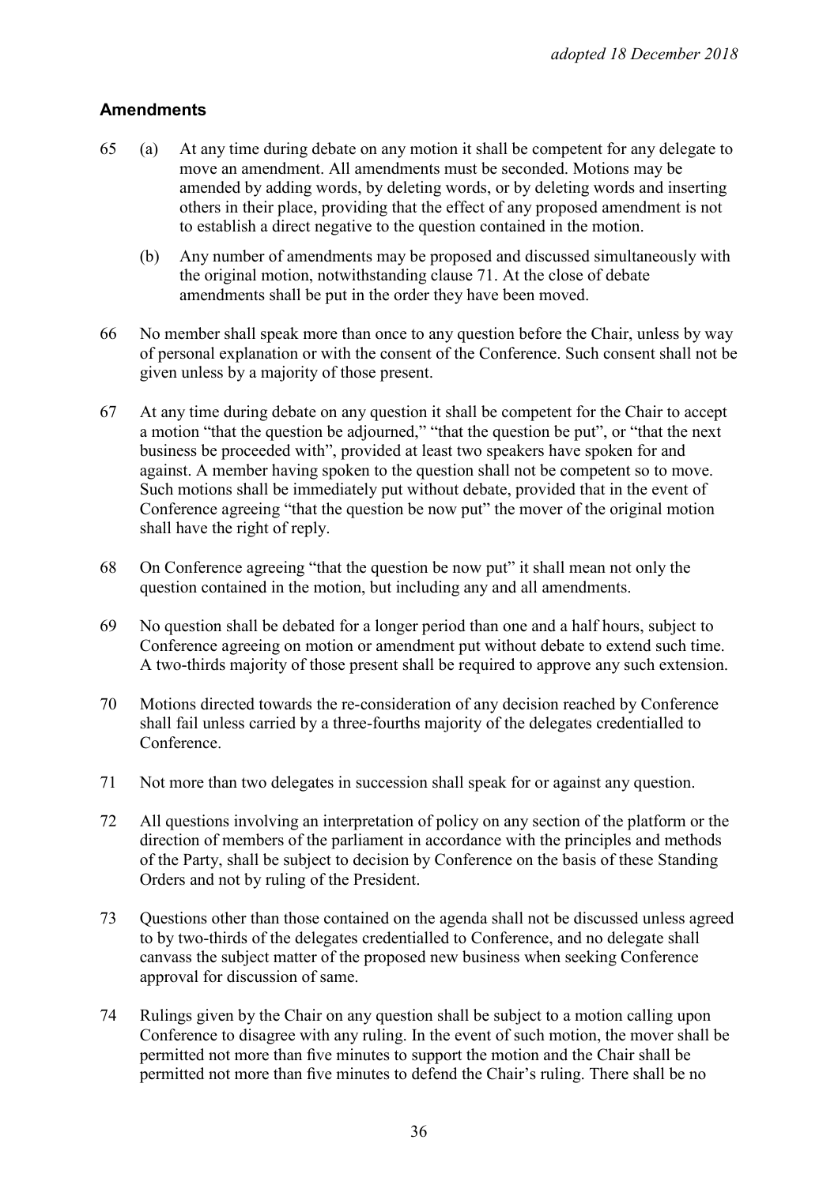## Amendments

65 (a) At any time during debate on any motion it shall be competent for any delegate to move an amendment. All amendments must be seconded. Motions may be amended by adding words, by deleting words, or by deleting words and inserting others in their place, providing that the effect of any proposed amendment is not to establish a direct negative to the question contained in the motion.

(b) Any number of amendments may be proposed and discussed simultaneously with the original motion, notwithstanding clause 71. At the close of debate amendments shall be put in the order they have been moved.

66 No member shall speak more than once to any question before the Chair, unless by way of personal explanation or with the consent of the Conference. Such consent shall not be given unless by a majority of those present.

67 At any time during debate on any question it shall be competent for the Chair to accept a motion "that the question be adjourned," "that the question be put", or "that the next business be proceeded with", provided at least two speakers have spoken for and against. A member having spoken to the question shall not be competent so to move. Such motions shall be immediately put without debate, provided that in the event of Conference agreeing "that the question be now put" the mover of the original motion shall have the right of reply.

68 On Conference agreeing "that the question be now put" it shall mean not only the question contained in the motion, but including any and all amendments.

69 No question shall be debated for a longer period than one and a half hours, subject to Conference agreeing on motion or amendment put without debate to extend such time. A two-thirds majority of those present shall be required to approve any such extension.

70 Motions directed towards the re-consideration of any decision reached by Conference shall fail unless carried by a three-fourths majority of the delegates credentialled to Conference.

71 Not more than two delegates in succession shall speak for or against any question.

72 All questions involving an interpretation of policy on any section of the platform or the direction of members of the parliament in accordance with the principles and methods of the Party, shall be subject to decision by Conference on the basis of these Standing Orders and not by ruling of the President.

73 Questions other than those contained on the agenda shall not be discussed unless agreed to by two-thirds of the delegates credentialled to Conference, and no delegate shall canvass the subject matter of the proposed new business when seeking Conference approval for discussion of same.

74 Rulings given by the Chair on any question shall be subject to a motion calling upon Conference to disagree with any ruling. In the event of such motion, the mover shall be permitted not more than five minutes to support the motion and the Chair shall be permitted not more than five minutes to defend the Chair's ruling. There shall be no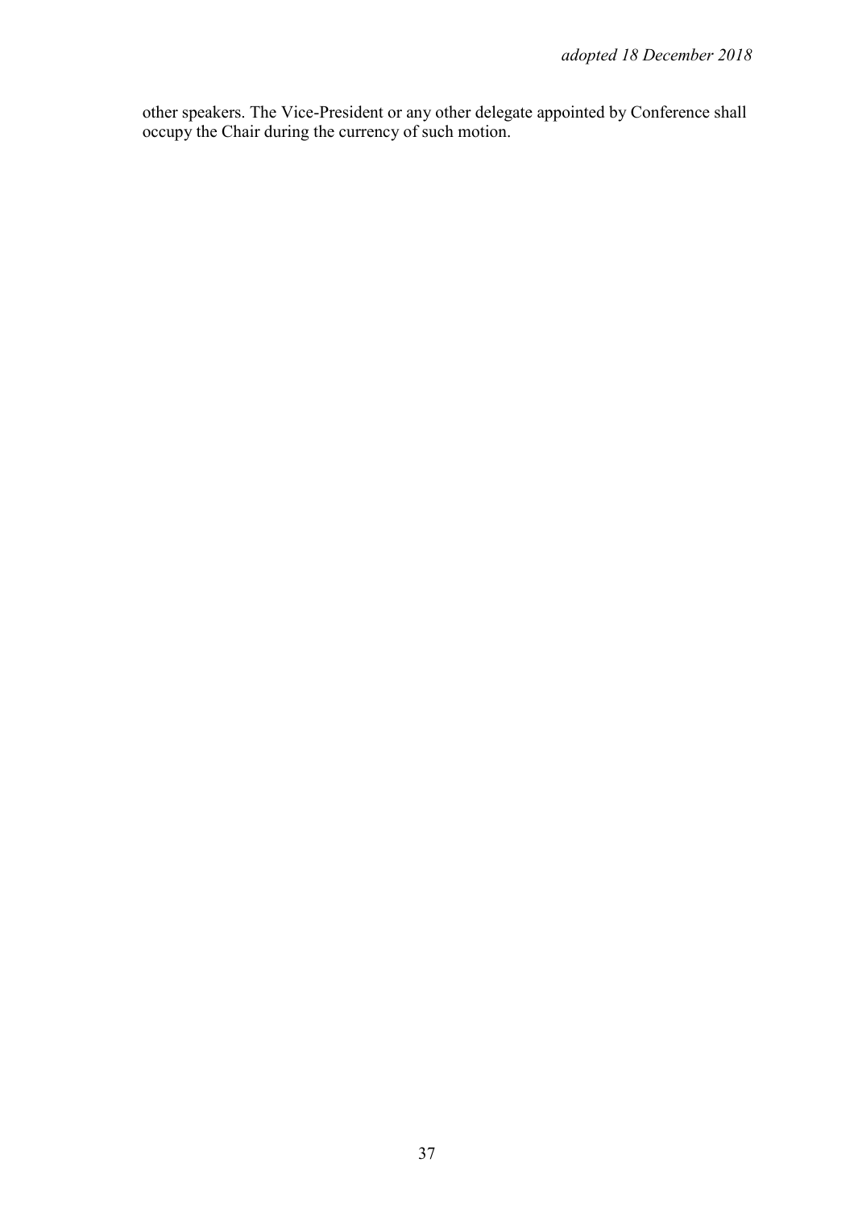other speakers. The Vice-President or any other delegate appointed by Conference shall occupy the Chair during the currency of such motion.